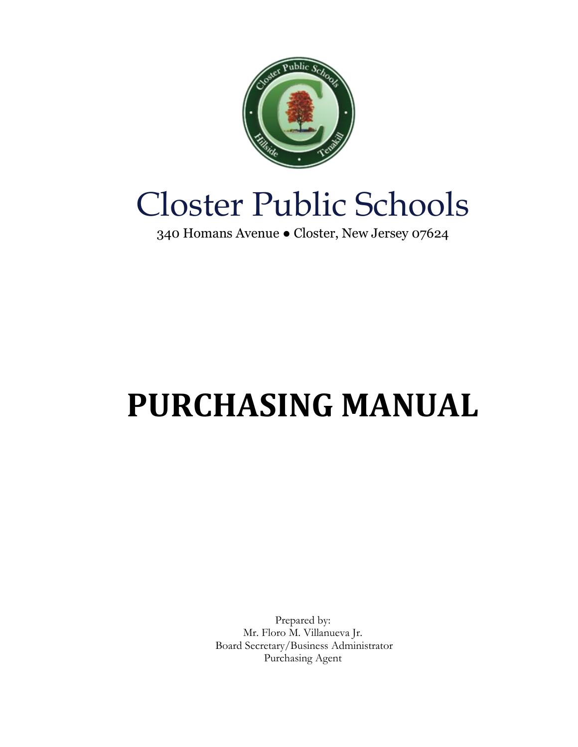# Closster Public Schools

340 Homans Avenue ● Closter, New Jersey 07624

# PURCHASING MANUAL

Prepared by:
Mr. Floro M. Villanueva Jr.
Board Secretary/Business Administrator
Purchasing Agent

# Closter Public Schools

340 Homans Avenue ● Closter, New Jersey 07624

# PURCHASING MANUAL

Prepared by:
Mr. Floro M. Villanueva Jr.
Board Secretary/Business Administrator
Purchasing Agent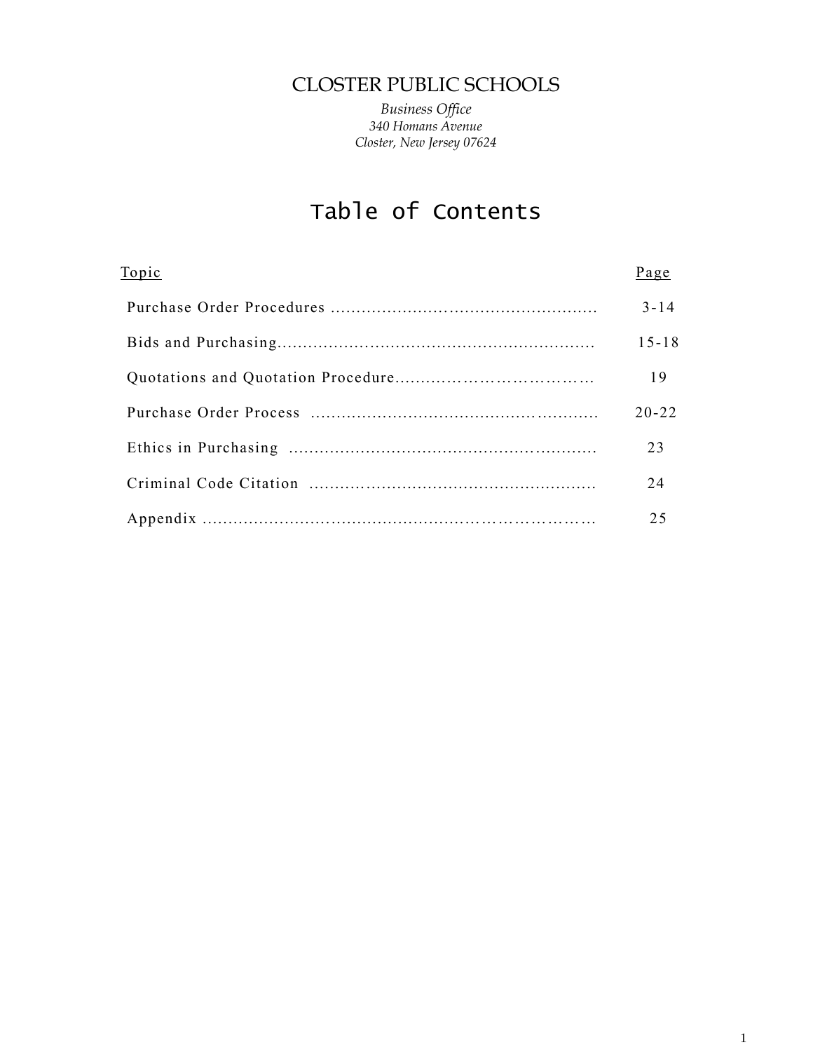# CLOSTER PUBLIC SCHOOLS

*Business Office*
*340 Homans Avenue*
*Closter, New Jersey 07624*

## Table of Contents

| Topic | Page |
|---|---|
| Purchase Order Procedures | 3-14 |
| Bids and Purchasing | 15-18 |
| Quotations and Quotation Procedure | 19 |
| Purchase Order Process | 20-22 |
| Ethics in Purchasing | 23 |
| Criminal Code Citation | 24 |
| Appendix | 25 |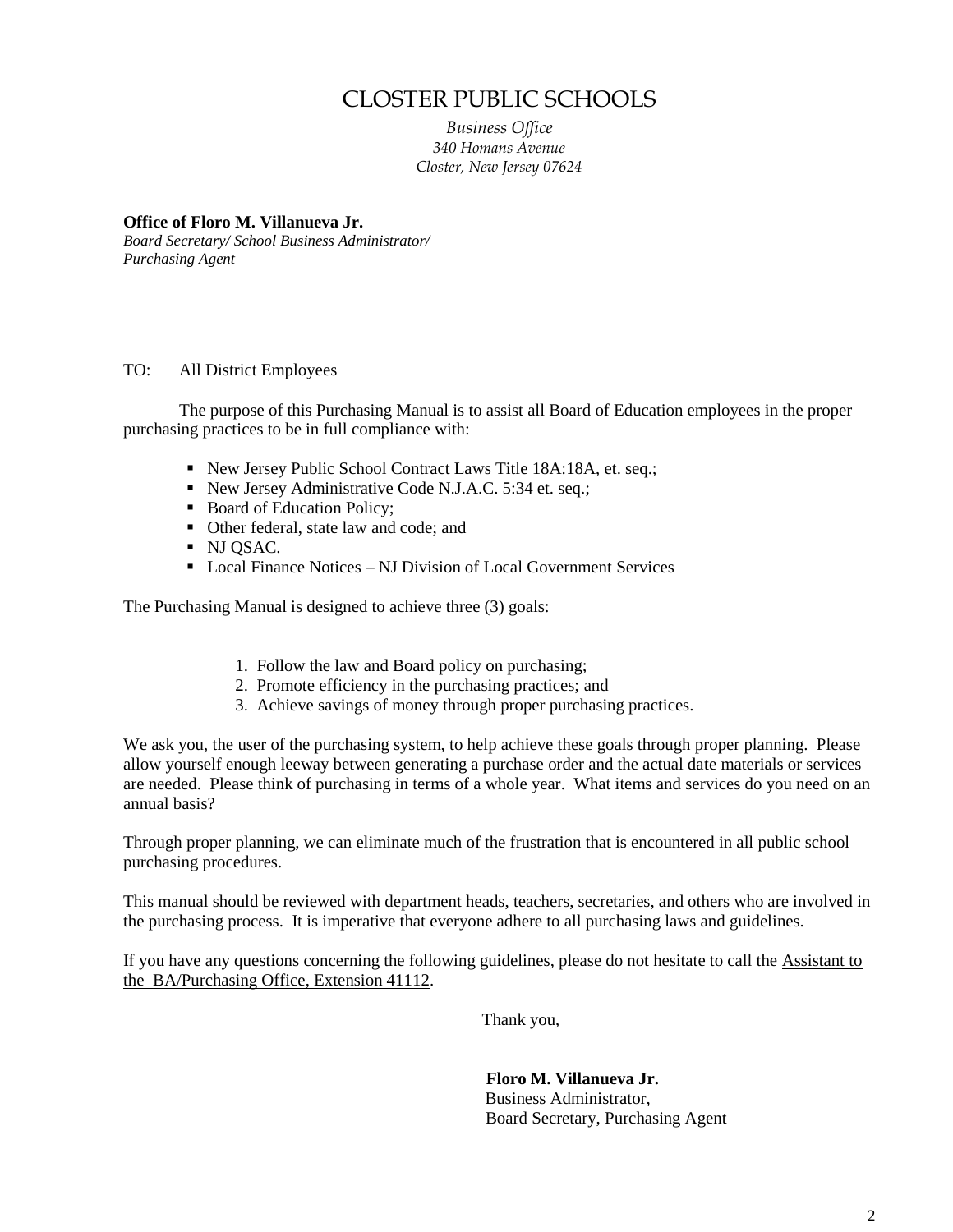# CLOSTER PUBLIC SCHOOLS

*Business Office*
*340 Homans Avenue*
*Closter, New Jersey 07624*

**Office of Floro M. Villanueva Jr.**
*Board Secretary/ School Business Administrator/*
*Purchasing Agent*

TO: All District Employees

The purpose of this Purchasing Manual is to assist all Board of Education employees in the proper purchasing practices to be in full compliance with:

- New Jersey Public School Contract Laws Title 18A:18A, et. seq.;
- New Jersey Administrative Code N.J.A.C. 5:34 et. seq.;
- Board of Education Policy;
- Other federal, state law and code; and
- NJ QSAC.
- Local Finance Notices – NJ Division of Local Government Services

The Purchasing Manual is designed to achieve three (3) goals:

1. Follow the law and Board policy on purchasing;
2. Promote efficiency in the purchasing practices; and
3. Achieve savings of money through proper purchasing practices.

We ask you, the user of the purchasing system, to help achieve these goals through proper planning. Please allow yourself enough leeway between generating a purchase order and the actual date materials or services are needed. Please think of purchasing in terms of a whole year. What items and services do you need on an annual basis?

Through proper planning, we can eliminate much of the frustration that is encountered in all public school purchasing procedures.

This manual should be reviewed with department heads, teachers, secretaries, and others who are involved in the purchasing process. It is imperative that everyone adhere to all purchasing laws and guidelines.

If you have any questions concerning the following guidelines, please do not hesitate to call the Assistant to the BA/Purchasing Office, Extension 41112.

Thank you,

**Floro M. Villanueva Jr.**
Business Administrator,
Board Secretary, Purchasing Agent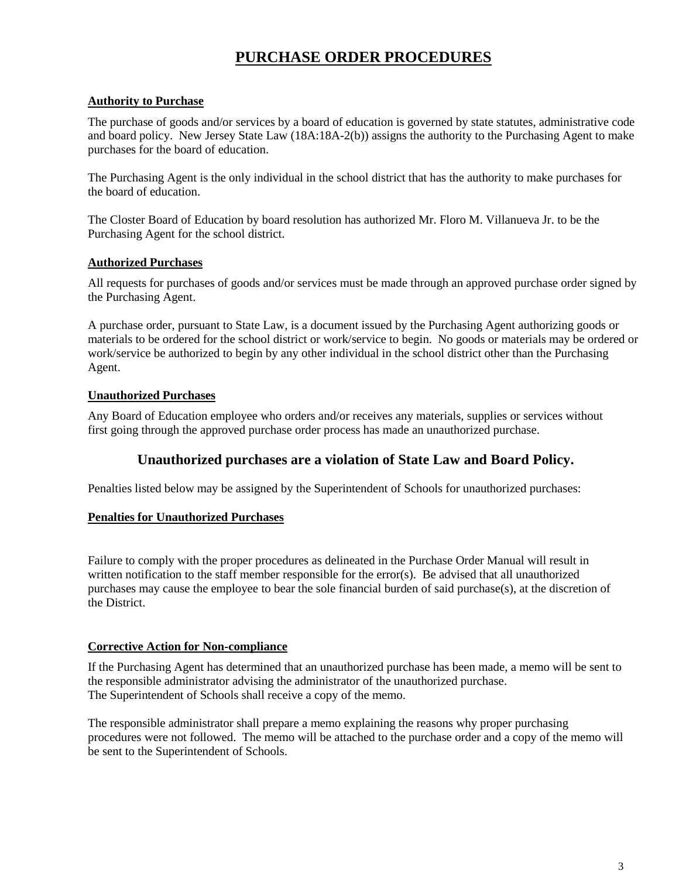# PURCHASE ORDER PROCEDURES

**Authority to Purchase**

The purchase of goods and/or services by a board of education is governed by state statutes, administrative code and board policy. New Jersey State Law (18A:18A-2(b)) assigns the authority to the Purchasing Agent to make purchases for the board of education.

The Purchasing Agent is the only individual in the school district that has the authority to make purchases for the board of education.

The Closter Board of Education by board resolution has authorized Mr. Floro M. Villanueva Jr. to be the Purchasing Agent for the school district.

**Authorized Purchases**

All requests for purchases of goods and/or services must be made through an approved purchase order signed by the Purchasing Agent.

A purchase order, pursuant to State Law, is a document issued by the Purchasing Agent authorizing goods or materials to be ordered for the school district or work/service to begin. No goods or materials may be ordered or work/service be authorized to begin by any other individual in the school district other than the Purchasing Agent.

**Unauthorized Purchases**

Any Board of Education employee who orders and/or receives any materials, supplies or services without first going through the approved purchase order process has made an unauthorized purchase.

## Unauthorized purchases are a violation of State Law and Board Policy.

Penalties listed below may be assigned by the Superintendent of Schools for unauthorized purchases:

**Penalties for Unauthorized Purchases**

Failure to comply with the proper procedures as delineated in the Purchase Order Manual will result in written notification to the staff member responsible for the error(s). Be advised that all unauthorized purchases may cause the employee to bear the sole financial burden of said purchase(s), at the discretion of the District.

**Corrective Action for Non-compliance**

If the Purchasing Agent has determined that an unauthorized purchase has been made, a memo will be sent to the responsible administrator advising the administrator of the unauthorized purchase.
The Superintendent of Schools shall receive a copy of the memo.

The responsible administrator shall prepare a memo explaining the reasons why proper purchasing procedures were not followed. The memo will be attached to the purchase order and a copy of the memo will be sent to the Superintendent of Schools.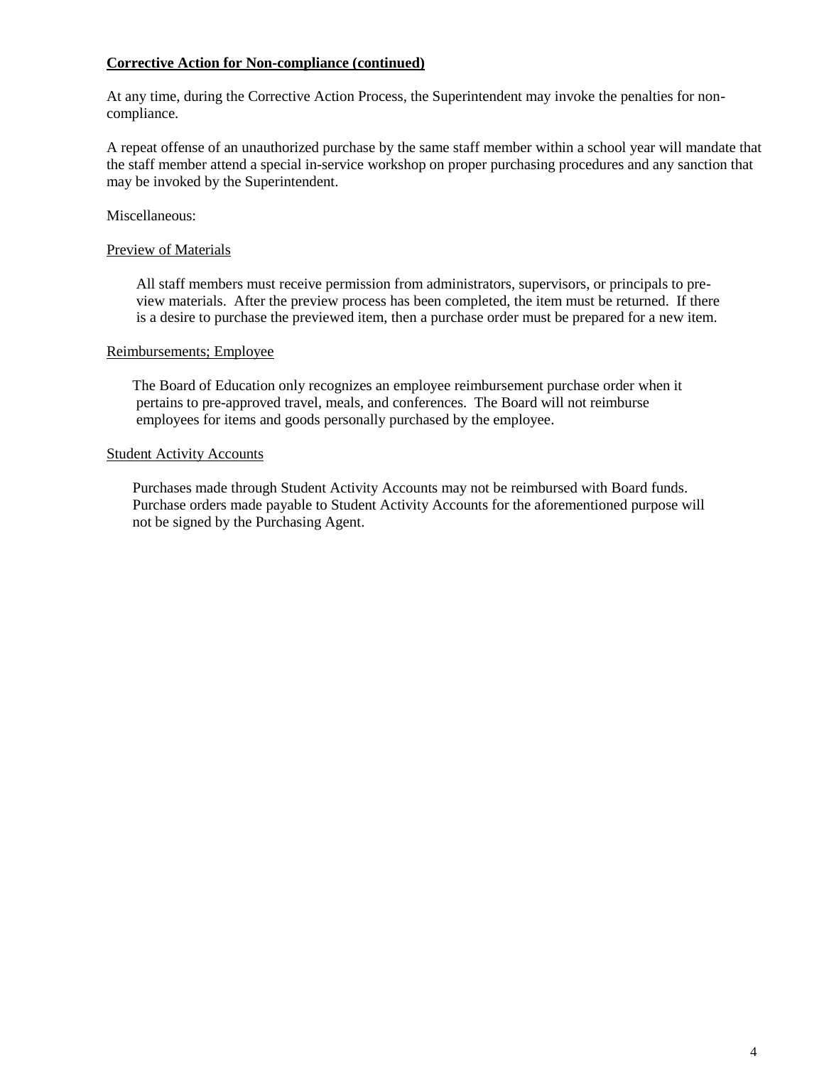**Corrective Action for Non-compliance (continued)**

At any time, during the Corrective Action Process, the Superintendent may invoke the penalties for non-compliance.

A repeat offense of an unauthorized purchase by the same staff member within a school year will mandate that the staff member attend a special in-service workshop on proper purchasing procedures and any sanction that may be invoked by the Superintendent.

Miscellaneous:

Preview of Materials

All staff members must receive permission from administrators, supervisors, or principals to pre-view materials. After the preview process has been completed, the item must be returned. If there is a desire to purchase the previewed item, then a purchase order must be prepared for a new item.

Reimbursements; Employee

The Board of Education only recognizes an employee reimbursement purchase order when it pertains to pre-approved travel, meals, and conferences. The Board will not reimburse employees for items and goods personally purchased by the employee.

Student Activity Accounts

Purchases made through Student Activity Accounts may not be reimbursed with Board funds. Purchase orders made payable to Student Activity Accounts for the aforementioned purpose will not be signed by the Purchasing Agent.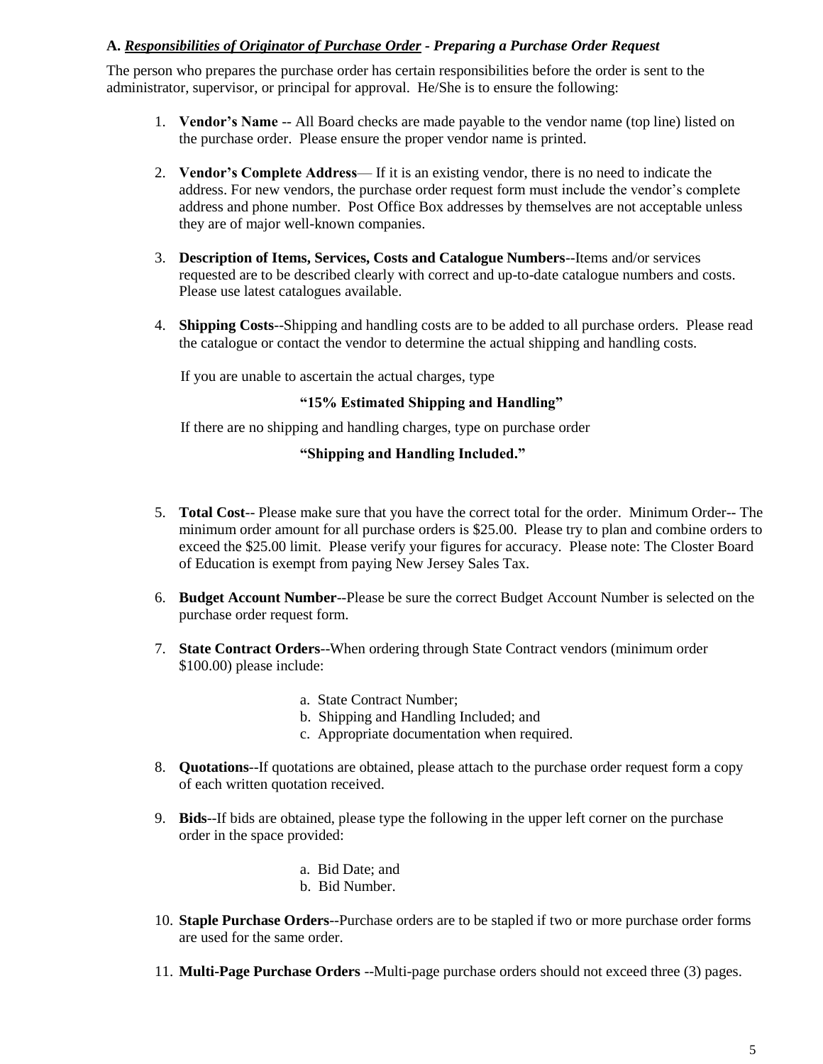**A. *<u>Responsibilities of Originator of Purchase Order</u> - Preparing a Purchase Order Request***

The person who prepares the purchase order has certain responsibilities before the order is sent to the administrator, supervisor, or principal for approval. He/She is to ensure the following:

1. **Vendor's Name** -- All Board checks are made payable to the vendor name (top line) listed on the purchase order. Please ensure the proper vendor name is printed.

2. **Vendor's Complete Address**— If it is an existing vendor, there is no need to indicate the address. For new vendors, the purchase order request form must include the vendor's complete address and phone number. Post Office Box addresses by themselves are not acceptable unless they are of major well-known companies.

3. **Description of Items, Services, Costs and Catalogue Numbers**--Items and/or services requested are to be described clearly with correct and up-to-date catalogue numbers and costs. Please use latest catalogues available.

4. **Shipping Costs**--Shipping and handling costs are to be added to all purchase orders. Please read the catalogue or contact the vendor to determine the actual shipping and handling costs.

   If you are unable to ascertain the actual charges, type

   **"15% Estimated Shipping and Handling"**

   If there are no shipping and handling charges, type on purchase order

   **"Shipping and Handling Included."**

5. **Total Cost**-- Please make sure that you have the correct total for the order. Minimum Order-- The minimum order amount for all purchase orders is $25.00. Please try to plan and combine orders to exceed the $25.00 limit. Please verify your figures for accuracy. Please note: The Closter Board of Education is exempt from paying New Jersey Sales Tax.

6. **Budget Account Number**--Please be sure the correct Budget Account Number is selected on the purchase order request form.

7. **State Contract Orders**--When ordering through State Contract vendors (minimum order $100.00) please include:

   a. State Contract Number;
   b. Shipping and Handling Included; and
   c. Appropriate documentation when required.

8. **Quotations**--If quotations are obtained, please attach to the purchase order request form a copy of each written quotation received.

9. **Bids**--If bids are obtained, please type the following in the upper left corner on the purchase order in the space provided:

   a. Bid Date; and
   b. Bid Number.

10. **Staple Purchase Orders**--Purchase orders are to be stapled if two or more purchase order forms are used for the same order.

11. **Multi-Page Purchase Orders** --Multi-page purchase orders should not exceed three (3) pages.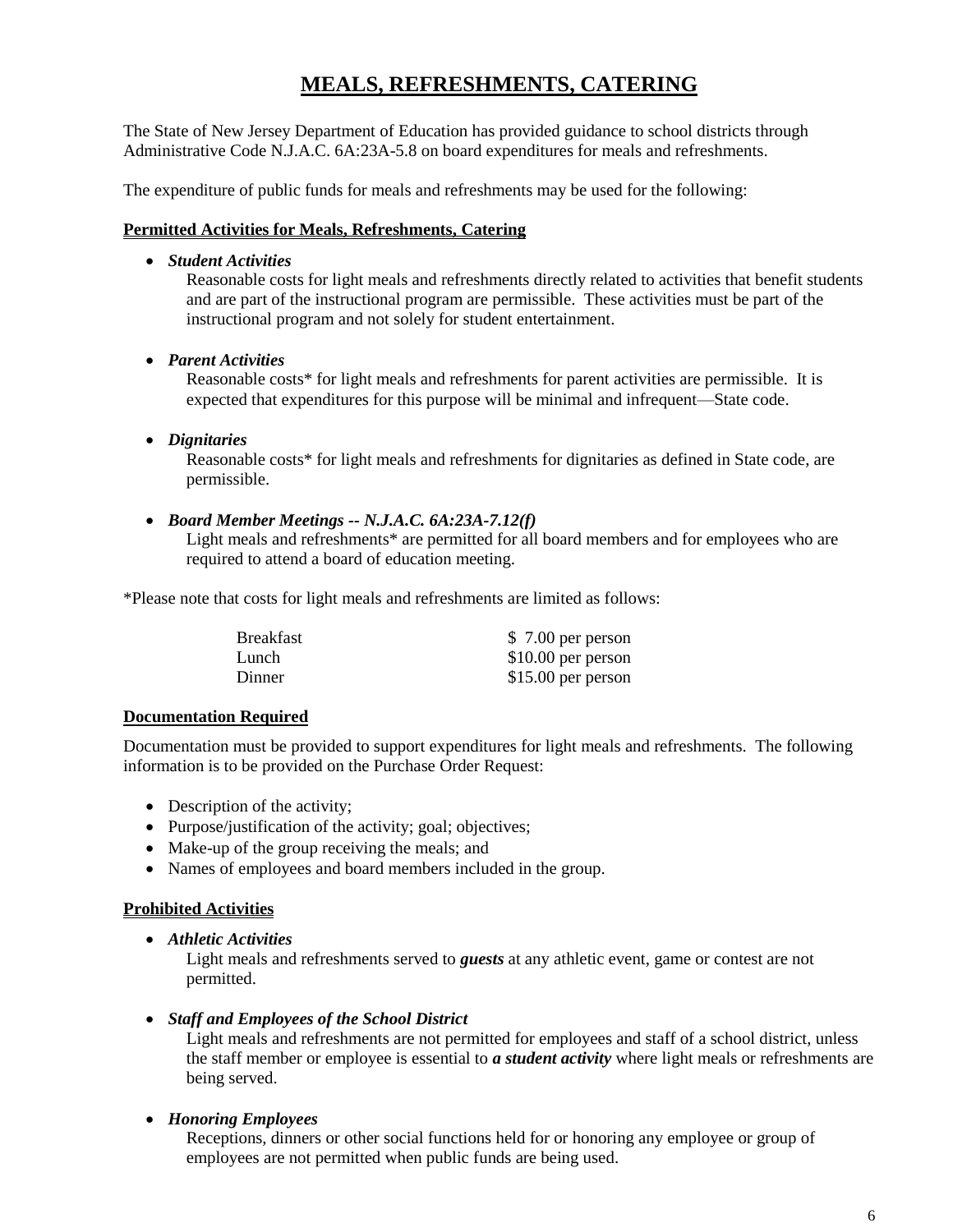# MEALS, REFRESHMENTS, CATERING

The State of New Jersey Department of Education has provided guidance to school districts through Administrative Code N.J.A.C. 6A:23A-5.8 on board expenditures for meals and refreshments.

The expenditure of public funds for meals and refreshments may be used for the following:

**Permitted Activities for Meals, Refreshments, Catering**

- ***Student Activities***
  Reasonable costs for light meals and refreshments directly related to activities that benefit students and are part of the instructional program are permissible. These activities must be part of the instructional program and not solely for student entertainment.

- ***Parent Activities***
  Reasonable costs* for light meals and refreshments for parent activities are permissible. It is expected that expenditures for this purpose will be minimal and infrequent—State code.

- ***Dignitaries***
  Reasonable costs* for light meals and refreshments for dignitaries as defined in State code, are permissible.

- ***Board Member Meetings -- N.J.A.C. 6A:23A-7.12(f)***
  Light meals and refreshments* are permitted for all board members and for employees who are required to attend a board of education meeting.

*Please note that costs for light meals and refreshments are limited as follows:

| | |
|---|---|
| Breakfast | $ 7.00 per person |
| Lunch | $10.00 per person |
| Dinner | $15.00 per person |

**Documentation Required**

Documentation must be provided to support expenditures for light meals and refreshments. The following information is to be provided on the Purchase Order Request:

- Description of the activity;
- Purpose/justification of the activity; goal; objectives;
- Make-up of the group receiving the meals; and
- Names of employees and board members included in the group.

**Prohibited Activities**

- ***Athletic Activities***
  Light meals and refreshments served to ***guests*** at any athletic event, game or contest are not permitted.

- ***Staff and Employees of the School District***
  Light meals and refreshments are not permitted for employees and staff of a school district, unless the staff member or employee is essential to ***a student activity*** where light meals or refreshments are being served.

- ***Honoring Employees***
  Receptions, dinners or other social functions held for or honoring any employee or group of employees are not permitted when public funds are being used.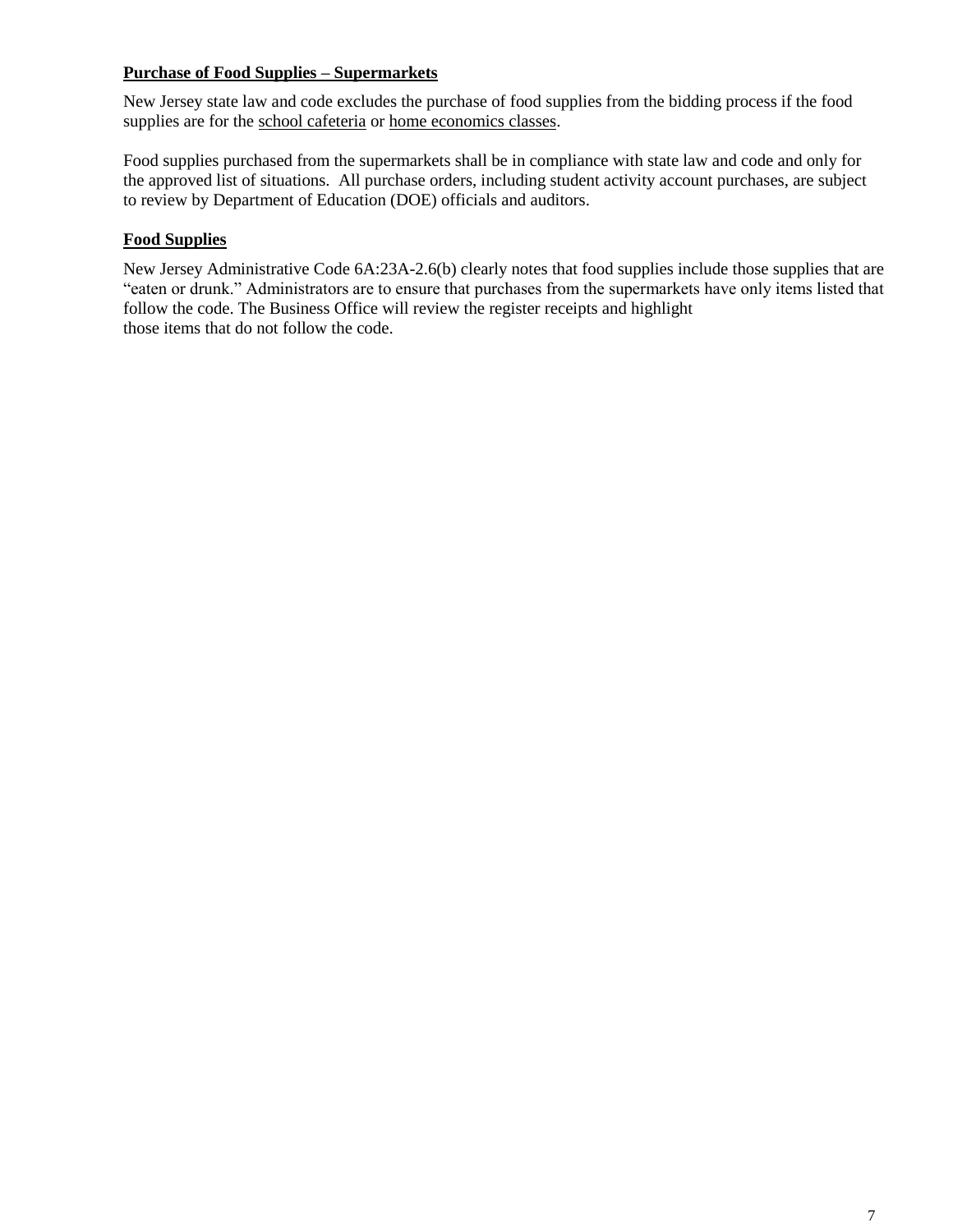**Purchase of Food Supplies – Supermarkets**

New Jersey state law and code excludes the purchase of food supplies from the bidding process if the food supplies are for the school cafeteria or home economics classes.

Food supplies purchased from the supermarkets shall be in compliance with state law and code and only for the approved list of situations. All purchase orders, including student activity account purchases, are subject to review by Department of Education (DOE) officials and auditors.

**Food Supplies**

New Jersey Administrative Code 6A:23A-2.6(b) clearly notes that food supplies include those supplies that are "eaten or drunk." Administrators are to ensure that purchases from the supermarkets have only items listed that follow the code. The Business Office will review the register receipts and highlight those items that do not follow the code.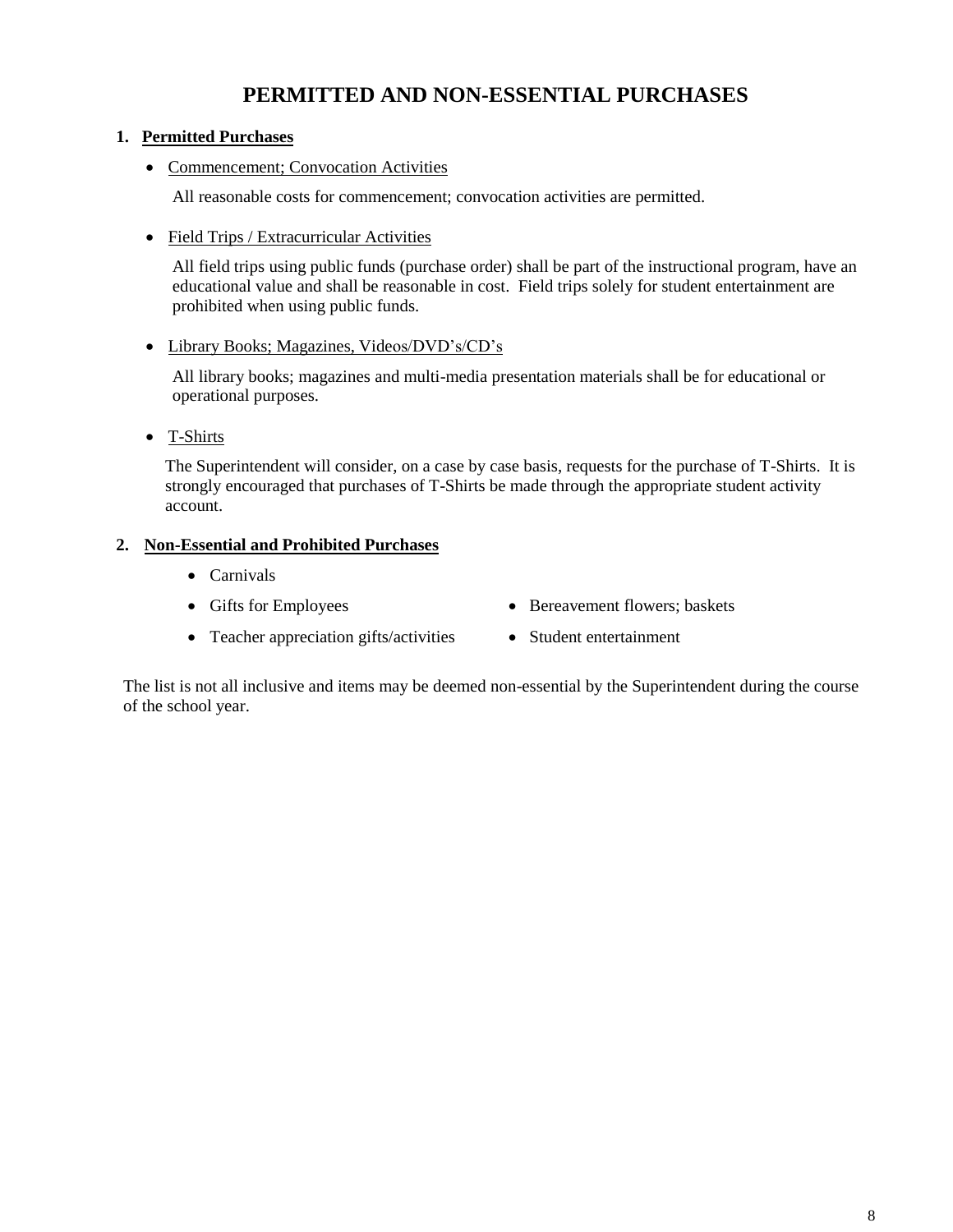# PERMITTED AND NON-ESSENTIAL PURCHASES

## 1. Permitted Purchases

- Commencement; Convocation Activities

  All reasonable costs for commencement; convocation activities are permitted.

- Field Trips / Extracurricular Activities

  All field trips using public funds (purchase order) shall be part of the instructional program, have an educational value and shall be reasonable in cost. Field trips solely for student entertainment are prohibited when using public funds.

- Library Books; Magazines, Videos/DVD's/CD's

  All library books; magazines and multi-media presentation materials shall be for educational or operational purposes.

- T-Shirts

  The Superintendent will consider, on a case by case basis, requests for the purchase of T-Shirts. It is strongly encouraged that purchases of T-Shirts be made through the appropriate student activity account.

## 2. Non-Essential and Prohibited Purchases

- Carnivals
- Gifts for Employees
- Teacher appreciation gifts/activities
- Bereavement flowers; baskets
- Student entertainment

The list is not all inclusive and items may be deemed non-essential by the Superintendent during the course of the school year.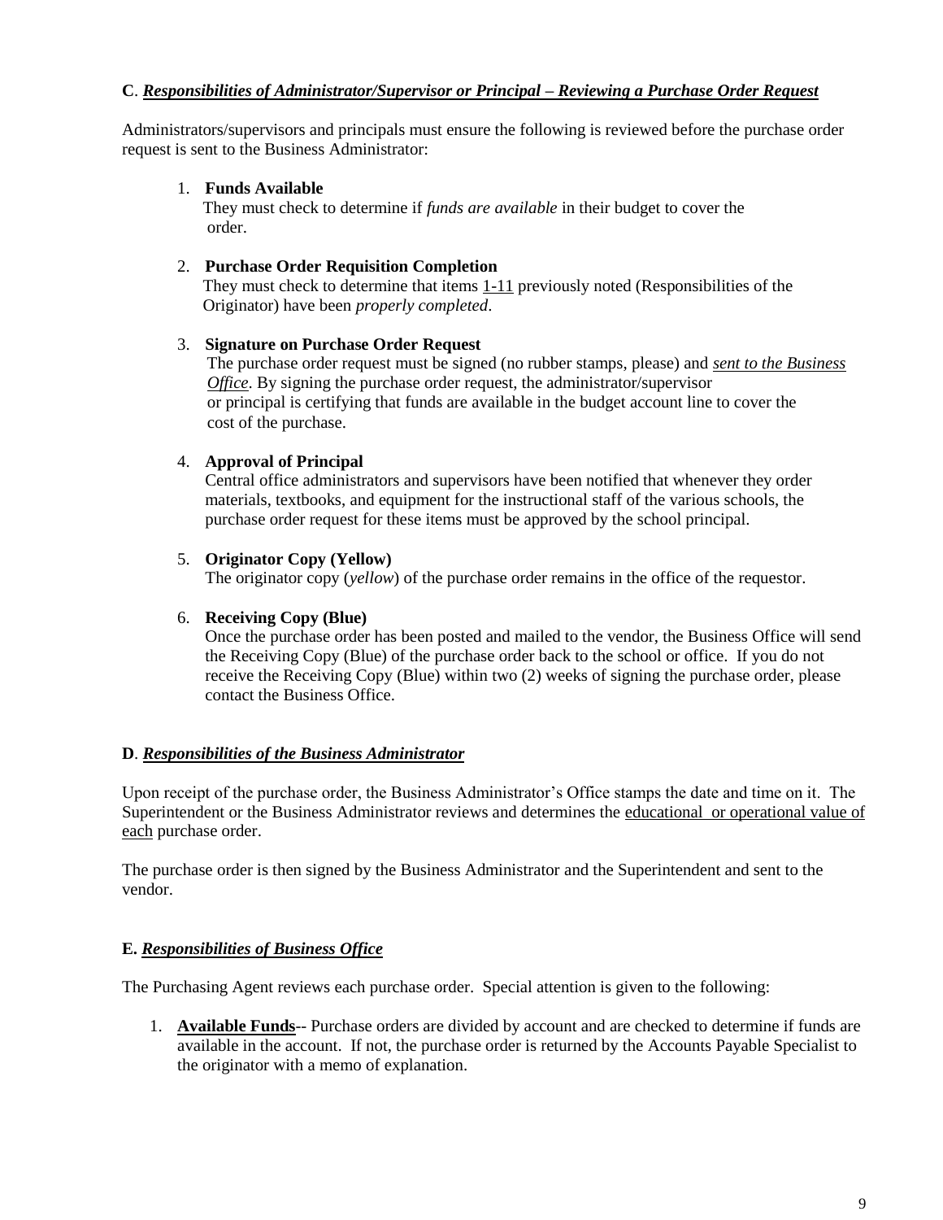**C**. ***Responsibilities of Administrator/Supervisor or Principal – Reviewing a Purchase Order Request***

Administrators/supervisors and principals must ensure the following is reviewed before the purchase order request is sent to the Business Administrator:

1. **Funds Available**
   They must check to determine if *funds are available* in their budget to cover the order.

2. **Purchase Order Requisition Completion**
   They must check to determine that items 1-11 previously noted (Responsibilities of the Originator) have been *properly completed*.

3. **Signature on Purchase Order Request**
   The purchase order request must be signed (no rubber stamps, please) and *sent to the Business Office*. By signing the purchase order request, the administrator/supervisor or principal is certifying that funds are available in the budget account line to cover the cost of the purchase.

4. **Approval of Principal**
   Central office administrators and supervisors have been notified that whenever they order materials, textbooks, and equipment for the instructional staff of the various schools, the purchase order request for these items must be approved by the school principal.

5. **Originator Copy (Yellow)**
   The originator copy (*yellow*) of the purchase order remains in the office of the requestor.

6. **Receiving Copy (Blue)**
   Once the purchase order has been posted and mailed to the vendor, the Business Office will send the Receiving Copy (Blue) of the purchase order back to the school or office. If you do not receive the Receiving Copy (Blue) within two (2) weeks of signing the purchase order, please contact the Business Office.

**D**. ***Responsibilities of the Business Administrator***

Upon receipt of the purchase order, the Business Administrator's Office stamps the date and time on it. The Superintendent or the Business Administrator reviews and determines the educational or operational value of each purchase order.

The purchase order is then signed by the Business Administrator and the Superintendent and sent to the vendor.

**E.** ***Responsibilities of Business Office***

The Purchasing Agent reviews each purchase order. Special attention is given to the following:

1. **Available Funds**-- Purchase orders are divided by account and are checked to determine if funds are available in the account. If not, the purchase order is returned by the Accounts Payable Specialist to the originator with a memo of explanation.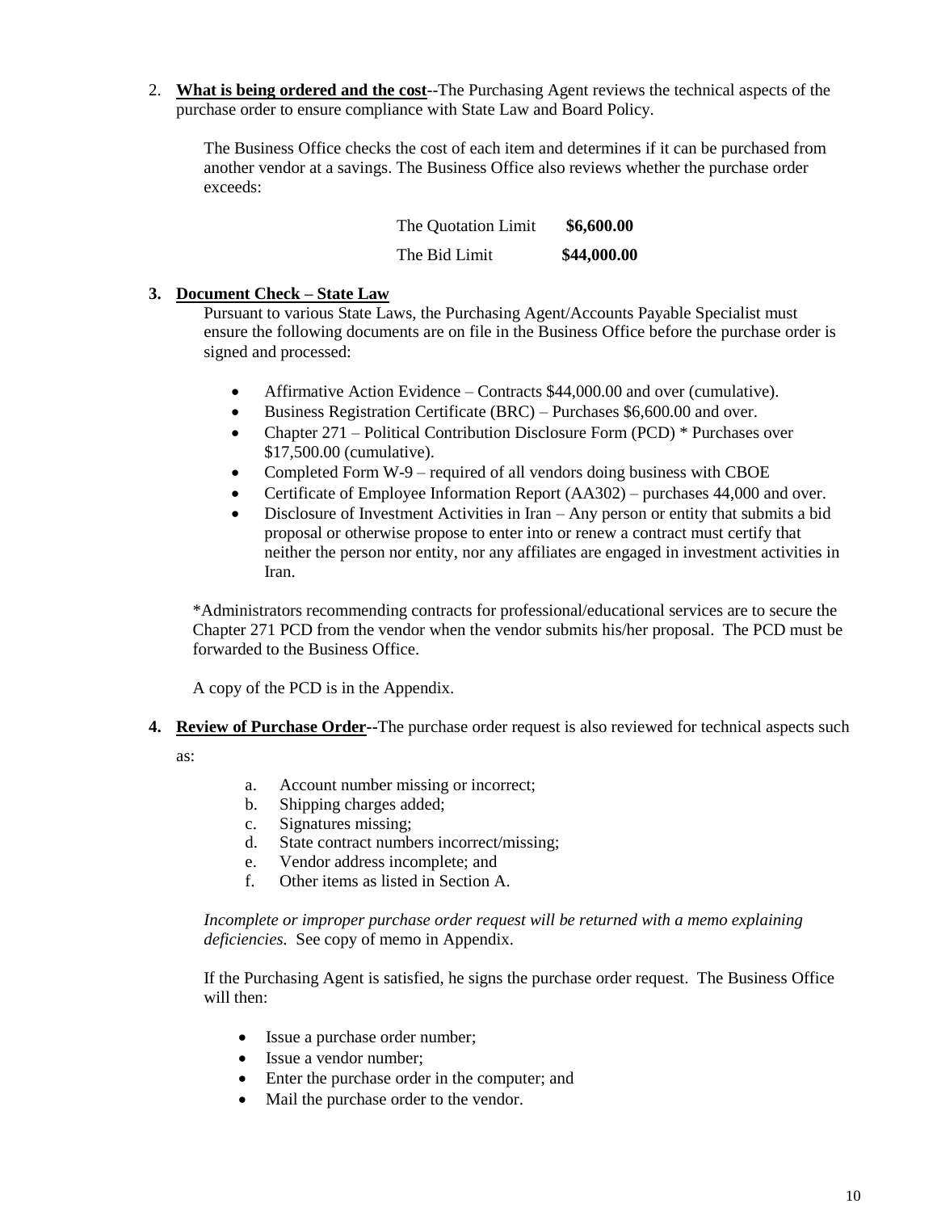2. **What is being ordered and the cost**--The Purchasing Agent reviews the technical aspects of the purchase order to ensure compliance with State Law and Board Policy.

   The Business Office checks the cost of each item and determines if it can be purchased from another vendor at a savings. The Business Office also reviews whether the purchase order exceeds:

| | |
|---|---|
| The Quotation Limit | **$6,600.00** |
| The Bid Limit | **$44,000.00** |

3. **Document Check – State Law**

   Pursuant to various State Laws, the Purchasing Agent/Accounts Payable Specialist must ensure the following documents are on file in the Business Office before the purchase order is signed and processed:

   - Affirmative Action Evidence – Contracts $44,000.00 and over (cumulative).
   - Business Registration Certificate (BRC) – Purchases $6,600.00 and over.
   - Chapter 271 – Political Contribution Disclosure Form (PCD) * Purchases over $17,500.00 (cumulative).
   - Completed Form W-9 – required of all vendors doing business with CBOE
   - Certificate of Employee Information Report (AA302) – purchases 44,000 and over.
   - Disclosure of Investment Activities in Iran – Any person or entity that submits a bid proposal or otherwise propose to enter into or renew a contract must certify that neither the person nor entity, nor any affiliates are engaged in investment activities in Iran.

   *Administrators recommending contracts for professional/educational services are to secure the Chapter 271 PCD from the vendor when the vendor submits his/her proposal. The PCD must be forwarded to the Business Office.

   A copy of the PCD is in the Appendix.

4. **Review of Purchase Order--**The purchase order request is also reviewed for technical aspects such as:

   a. Account number missing or incorrect;
   b. Shipping charges added;
   c. Signatures missing;
   d. State contract numbers incorrect/missing;
   e. Vendor address incomplete; and
   f. Other items as listed in Section A.

   *Incomplete or improper purchase order request will be returned with a memo explaining deficiencies.* See copy of memo in Appendix.

   If the Purchasing Agent is satisfied, he signs the purchase order request. The Business Office will then:

   - Issue a purchase order number;
   - Issue a vendor number;
   - Enter the purchase order in the computer; and
   - Mail the purchase order to the vendor.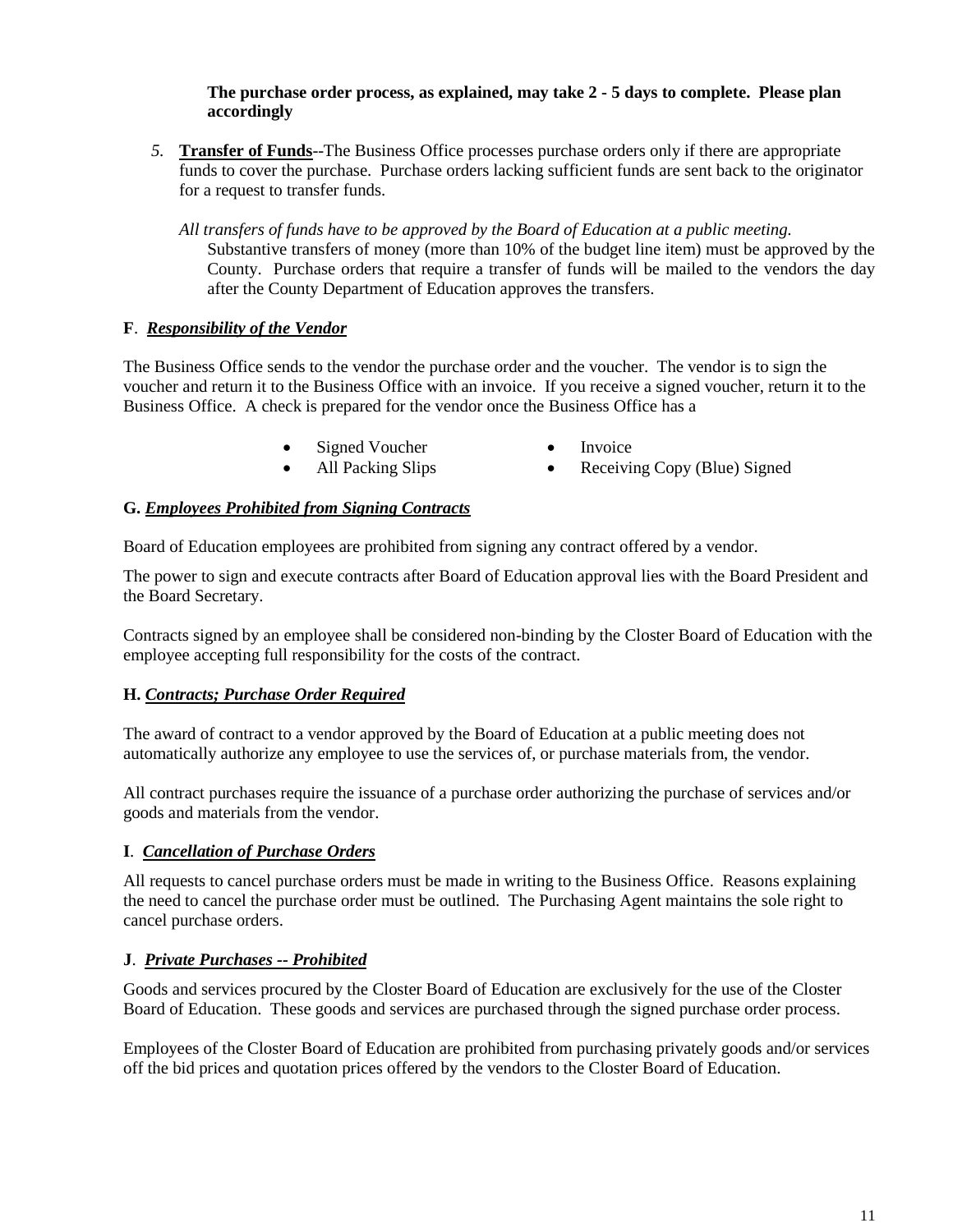**The purchase order process, as explained, may take 2 - 5 days to complete. Please plan accordingly**

5. **Transfer of Funds**--The Business Office processes purchase orders only if there are appropriate funds to cover the purchase. Purchase orders lacking sufficient funds are sent back to the originator for a request to transfer funds.

   *All transfers of funds have to be approved by the Board of Education at a public meeting.* Substantive transfers of money (more than 10% of the budget line item) must be approved by the County. Purchase orders that require a transfer of funds will be mailed to the vendors the day after the County Department of Education approves the transfers.

### F. *Responsibility of the Vendor*

The Business Office sends to the vendor the purchase order and the voucher. The vendor is to sign the voucher and return it to the Business Office with an invoice. If you receive a signed voucher, return it to the Business Office. A check is prepared for the vendor once the Business Office has a

- Signed Voucher
- Invoice
- All Packing Slips
- Receiving Copy (Blue) Signed

### G. *Employees Prohibited from Signing Contracts*

Board of Education employees are prohibited from signing any contract offered by a vendor.

The power to sign and execute contracts after Board of Education approval lies with the Board President and the Board Secretary.

Contracts signed by an employee shall be considered non-binding by the Closter Board of Education with the employee accepting full responsibility for the costs of the contract.

### H. *Contracts; Purchase Order Required*

The award of contract to a vendor approved by the Board of Education at a public meeting does not automatically authorize any employee to use the services of, or purchase materials from, the vendor.

All contract purchases require the issuance of a purchase order authorizing the purchase of services and/or goods and materials from the vendor.

### I. *Cancellation of Purchase Orders*

All requests to cancel purchase orders must be made in writing to the Business Office. Reasons explaining the need to cancel the purchase order must be outlined. The Purchasing Agent maintains the sole right to cancel purchase orders.

### J. *Private Purchases -- Prohibited*

Goods and services procured by the Closter Board of Education are exclusively for the use of the Closter Board of Education. These goods and services are purchased through the signed purchase order process.

Employees of the Closter Board of Education are prohibited from purchasing privately goods and/or services off the bid prices and quotation prices offered by the vendors to the Closter Board of Education.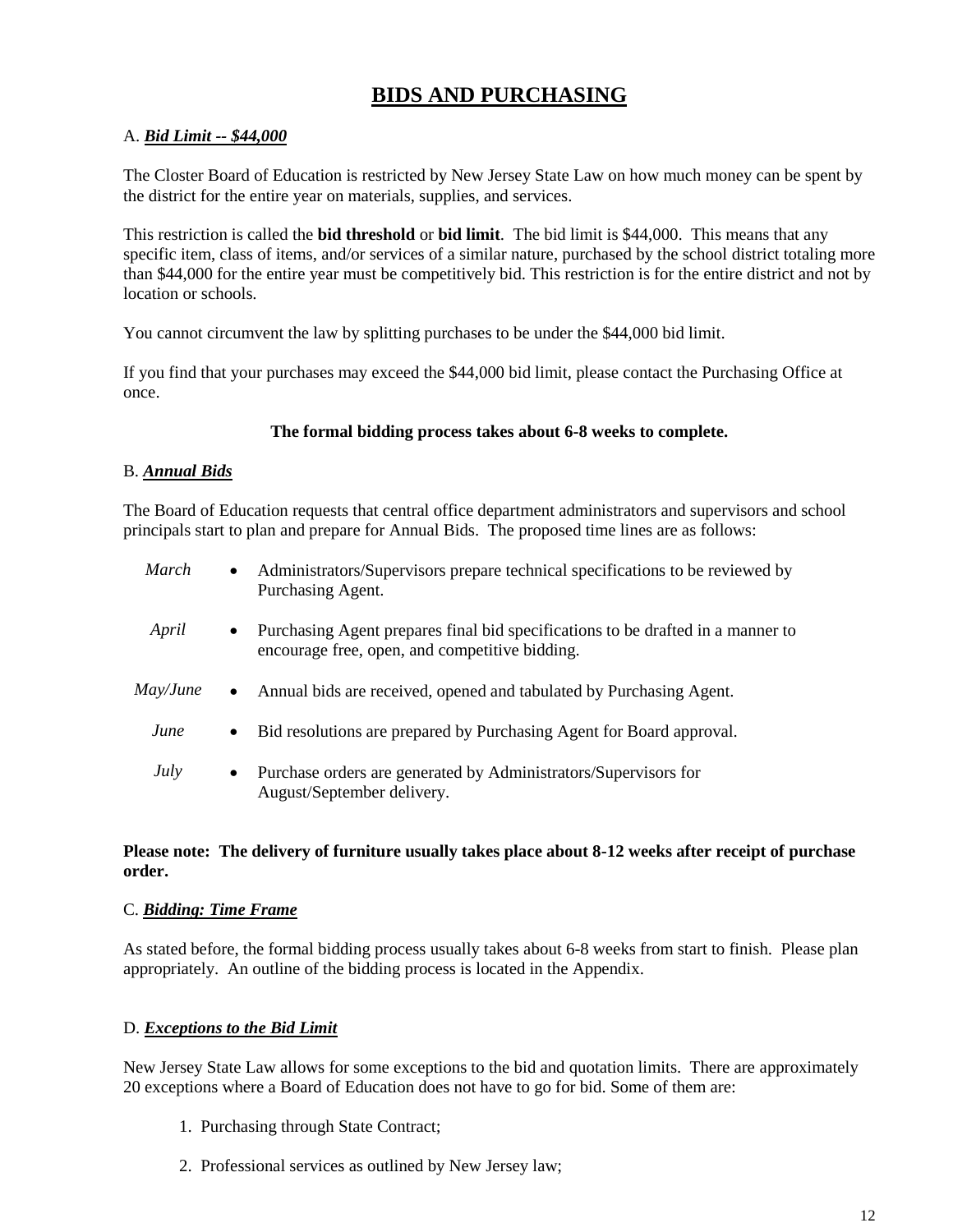# BIDS AND PURCHASING

A. ***Bid Limit -- $44,000***

The Closter Board of Education is restricted by New Jersey State Law on how much money can be spent by the district for the entire year on materials, supplies, and services.

This restriction is called the **bid threshold** or **bid limit**. The bid limit is $44,000. This means that any specific item, class of items, and/or services of a similar nature, purchased by the school district totaling more than $44,000 for the entire year must be competitively bid. This restriction is for the entire district and not by location or schools.

You cannot circumvent the law by splitting purchases to be under the $44,000 bid limit.

If you find that your purchases may exceed the $44,000 bid limit, please contact the Purchasing Office at once.

**The formal bidding process takes about 6-8 weeks to complete.**

B. ***Annual Bids***

The Board of Education requests that central office department administrators and supervisors and school principals start to plan and prepare for Annual Bids. The proposed time lines are as follows:

- *March* — Administrators/Supervisors prepare technical specifications to be reviewed by Purchasing Agent.
- *April* — Purchasing Agent prepares final bid specifications to be drafted in a manner to encourage free, open, and competitive bidding.
- *May/June* — Annual bids are received, opened and tabulated by Purchasing Agent.
- *June* — Bid resolutions are prepared by Purchasing Agent for Board approval.
- *July* — Purchase orders are generated by Administrators/Supervisors for August/September delivery.

**Please note: The delivery of furniture usually takes place about 8-12 weeks after receipt of purchase order.**

C. ***Bidding: Time Frame***

As stated before, the formal bidding process usually takes about 6-8 weeks from start to finish. Please plan appropriately. An outline of the bidding process is located in the Appendix.

D. ***Exceptions to the Bid Limit***

New Jersey State Law allows for some exceptions to the bid and quotation limits. There are approximately 20 exceptions where a Board of Education does not have to go for bid. Some of them are:

1. Purchasing through State Contract;
2. Professional services as outlined by New Jersey law;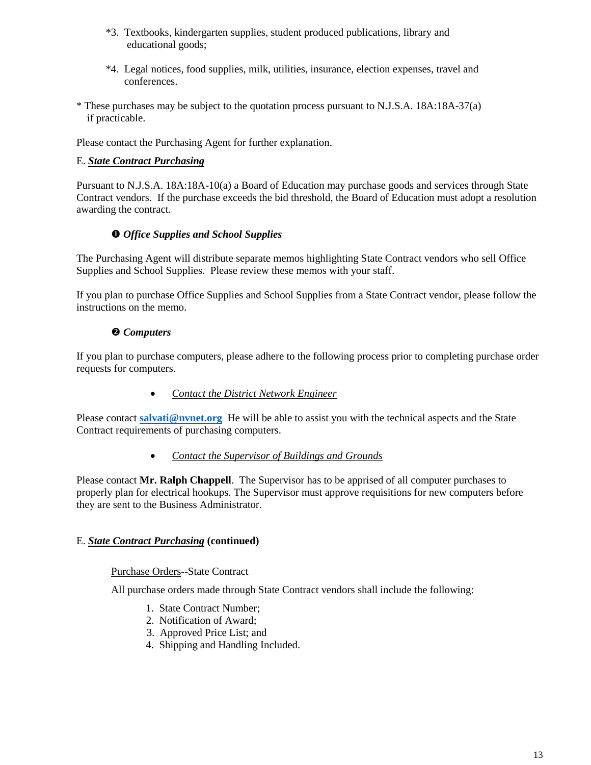*3. Textbooks, kindergarten supplies, student produced publications, library and educational goods;

*4. Legal notices, food supplies, milk, utilities, insurance, election expenses, travel and conferences.

* These purchases may be subject to the quotation process pursuant to N.J.S.A. 18A:18A-37(a) if practicable.

Please contact the Purchasing Agent for further explanation.

E. ***State Contract Purchasing***

Pursuant to N.J.S.A. 18A:18A-10(a) a Board of Education may purchase goods and services through State Contract vendors. If the purchase exceeds the bid threshold, the Board of Education must adopt a resolution awarding the contract.

**➊ *Office Supplies and School Supplies***

The Purchasing Agent will distribute separate memos highlighting State Contract vendors who sell Office Supplies and School Supplies. Please review these memos with your staff.

If you plan to purchase Office Supplies and School Supplies from a State Contract vendor, please follow the instructions on the memo.

**➋ *Computers***

If you plan to purchase computers, please adhere to the following process prior to completing purchase order requests for computers.

- *Contact the District Network Engineer*

Please contact **salvati@nvnet.org** He will be able to assist you with the technical aspects and the State Contract requirements of purchasing computers.

- *Contact the Supervisor of Buildings and Grounds*

Please contact **Mr. Ralph Chappell**. The Supervisor has to be apprised of all computer purchases to properly plan for electrical hookups. The Supervisor must approve requisitions for new computers before they are sent to the Business Administrator.

E. ***State Contract Purchasing*** **(continued)**

Purchase Orders--State Contract

All purchase orders made through State Contract vendors shall include the following:

1. State Contract Number;
2. Notification of Award;
3. Approved Price List; and
4. Shipping and Handling Included.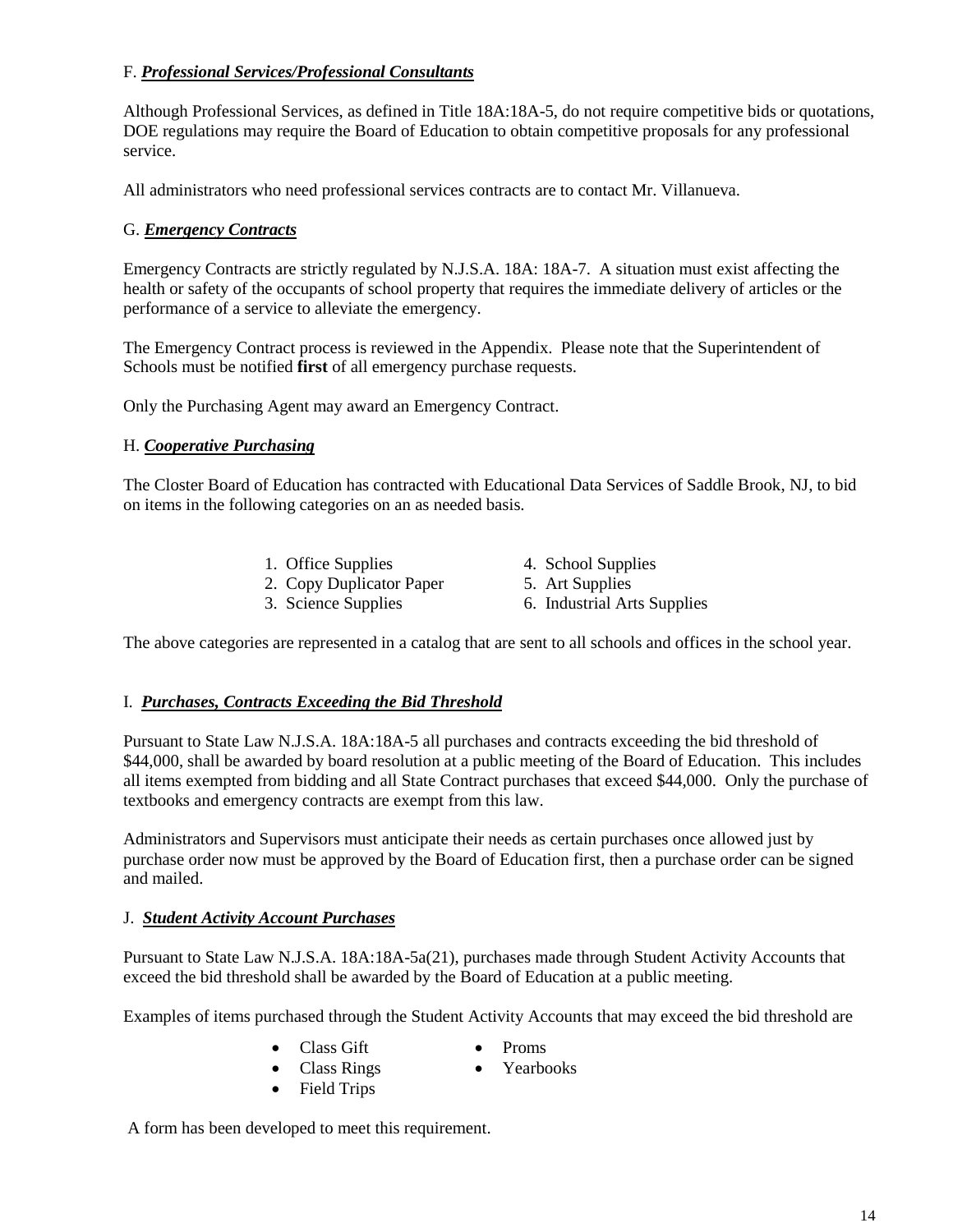F. ***Professional Services/Professional Consultants***

Although Professional Services, as defined in Title 18A:18A-5, do not require competitive bids or quotations, DOE regulations may require the Board of Education to obtain competitive proposals for any professional service.

All administrators who need professional services contracts are to contact Mr. Villanueva.

G. ***Emergency Contracts***

Emergency Contracts are strictly regulated by N.J.S.A. 18A: 18A-7. A situation must exist affecting the health or safety of the occupants of school property that requires the immediate delivery of articles or the performance of a service to alleviate the emergency.

The Emergency Contract process is reviewed in the Appendix. Please note that the Superintendent of Schools must be notified **first** of all emergency purchase requests.

Only the Purchasing Agent may award an Emergency Contract.

H. ***Cooperative Purchasing***

The Closter Board of Education has contracted with Educational Data Services of Saddle Brook, NJ, to bid on items in the following categories on an as needed basis.

1. Office Supplies
2. Copy Duplicator Paper
3. Science Supplies
4. School Supplies
5. Art Supplies
6. Industrial Arts Supplies

The above categories are represented in a catalog that are sent to all schools and offices in the school year.

I. ***Purchases, Contracts Exceeding the Bid Threshold***

Pursuant to State Law N.J.S.A. 18A:18A-5 all purchases and contracts exceeding the bid threshold of $44,000, shall be awarded by board resolution at a public meeting of the Board of Education. This includes all items exempted from bidding and all State Contract purchases that exceed $44,000. Only the purchase of textbooks and emergency contracts are exempt from this law.

Administrators and Supervisors must anticipate their needs as certain purchases once allowed just by purchase order now must be approved by the Board of Education first, then a purchase order can be signed and mailed.

J. ***Student Activity Account Purchases***

Pursuant to State Law N.J.S.A. 18A:18A-5a(21), purchases made through Student Activity Accounts that exceed the bid threshold shall be awarded by the Board of Education at a public meeting.

Examples of items purchased through the Student Activity Accounts that may exceed the bid threshold are

- Class Gift
- Class Rings
- Field Trips
- Proms
- Yearbooks

A form has been developed to meet this requirement.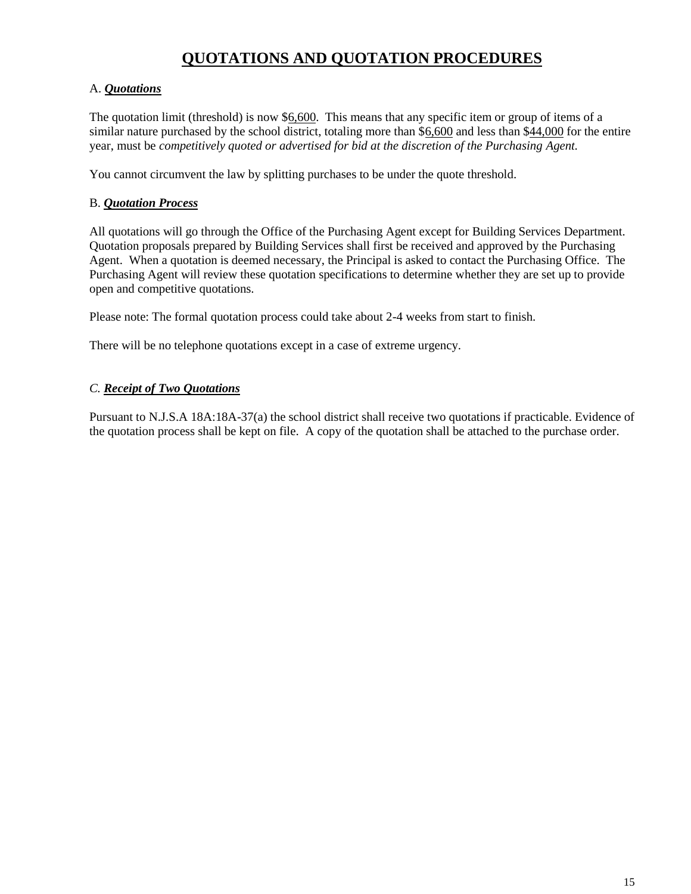# QUOTATIONS AND QUOTATION PROCEDURES

A. ***Quotations***

The quotation limit (threshold) is now $6,600. This means that any specific item or group of items of a similar nature purchased by the school district, totaling more than $6,600 and less than $44,000 for the entire year, must be *competitively quoted or advertised for bid at the discretion of the Purchasing Agent.*

You cannot circumvent the law by splitting purchases to be under the quote threshold.

B. ***Quotation Process***

All quotations will go through the Office of the Purchasing Agent except for Building Services Department. Quotation proposals prepared by Building Services shall first be received and approved by the Purchasing Agent. When a quotation is deemed necessary, the Principal is asked to contact the Purchasing Office. The Purchasing Agent will review these quotation specifications to determine whether they are set up to provide open and competitive quotations.

Please note: The formal quotation process could take about 2-4 weeks from start to finish.

There will be no telephone quotations except in a case of extreme urgency.

*C. **Receipt of Two Quotations***

Pursuant to N.J.S.A 18A:18A-37(a) the school district shall receive two quotations if practicable. Evidence of the quotation process shall be kept on file. A copy of the quotation shall be attached to the purchase order.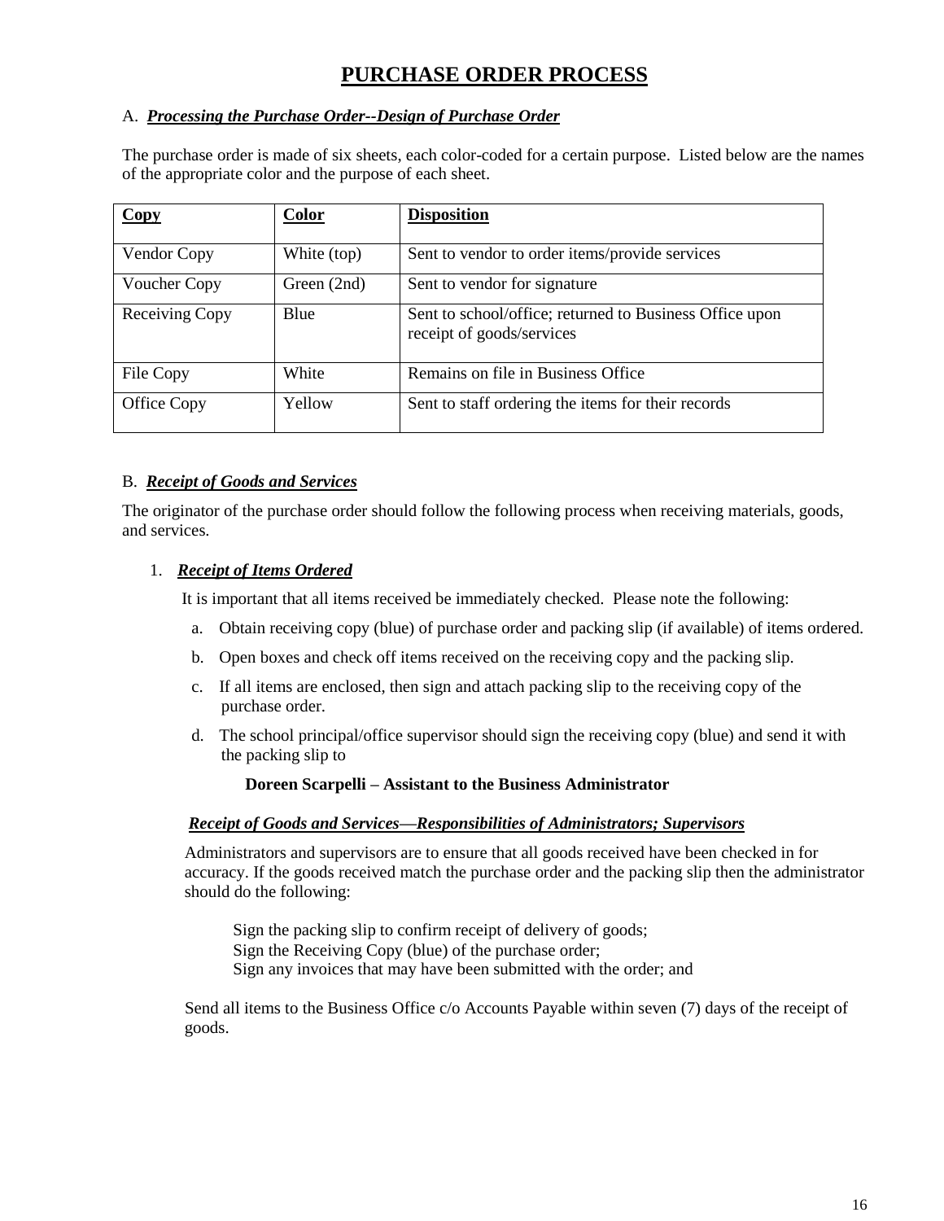# PURCHASE ORDER PROCESS

A. ***Processing the Purchase Order--Design of Purchase Order***

The purchase order is made of six sheets, each color-coded for a certain purpose. Listed below are the names of the appropriate color and the purpose of each sheet.

| Copy | Color | Disposition |
|---|---|---|
| Vendor Copy | White (top) | Sent to vendor to order items/provide services |
| Voucher Copy | Green (2nd) | Sent to vendor for signature |
| Receiving Copy | Blue | Sent to school/office; returned to Business Office upon receipt of goods/services |
| File Copy | White | Remains on file in Business Office |
| Office Copy | Yellow | Sent to staff ordering the items for their records |

B. ***Receipt of Goods and Services***

The originator of the purchase order should follow the following process when receiving materials, goods, and services.

1. ***Receipt of Items Ordered***

   It is important that all items received be immediately checked. Please note the following:

   a. Obtain receiving copy (blue) of purchase order and packing slip (if available) of items ordered.

   b. Open boxes and check off items received on the receiving copy and the packing slip.

   c. If all items are enclosed, then sign and attach packing slip to the receiving copy of the purchase order.

   d. The school principal/office supervisor should sign the receiving copy (blue) and send it with the packing slip to

   **Doreen Scarpelli – Assistant to the Business Administrator**

   ***Receipt of Goods and Services—Responsibilities of Administrators; Supervisors***

   Administrators and supervisors are to ensure that all goods received have been checked in for accuracy. If the goods received match the purchase order and the packing slip then the administrator should do the following:

   Sign the packing slip to confirm receipt of delivery of goods;
   Sign the Receiving Copy (blue) of the purchase order;
   Sign any invoices that may have been submitted with the order; and

   Send all items to the Business Office c/o Accounts Payable within seven (7) days of the receipt of goods.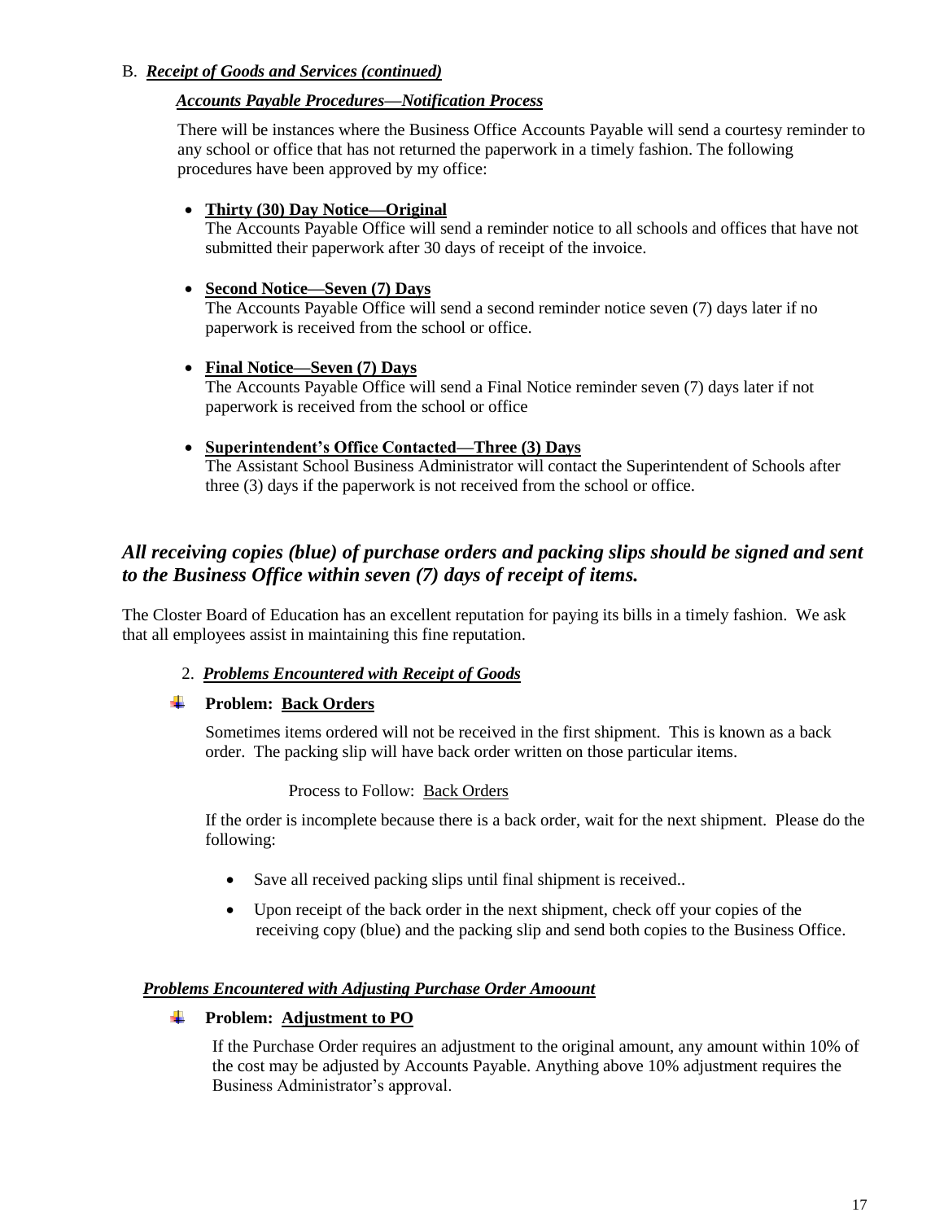B. ***Receipt of Goods and Services (continued)***

***Accounts Payable Procedures—Notification Process***

There will be instances where the Business Office Accounts Payable will send a courtesy reminder to any school or office that has not returned the paperwork in a timely fashion. The following procedures have been approved by my office:

- **Thirty (30) Day Notice—Original**
  The Accounts Payable Office will send a reminder notice to all schools and offices that have not submitted their paperwork after 30 days of receipt of the invoice.

- **Second Notice—Seven (7) Days**
  The Accounts Payable Office will send a second reminder notice seven (7) days later if no paperwork is received from the school or office.

- **Final Notice—Seven (7) Days**
  The Accounts Payable Office will send a Final Notice reminder seven (7) days later if not paperwork is received from the school or office

- **Superintendent's Office Contacted—Three (3) Days**
  The Assistant School Business Administrator will contact the Superintendent of Schools after three (3) days if the paperwork is not received from the school or office.

***All receiving copies (blue) of purchase orders and packing slips should be signed and sent to the Business Office within seven (7) days of receipt of items.***

The Closter Board of Education has an excellent reputation for paying its bills in a timely fashion. We ask that all employees assist in maintaining this fine reputation.

2. ***Problems Encountered with Receipt of Goods***

**Problem: Back Orders**

Sometimes items ordered will not be received in the first shipment. This is known as a back order. The packing slip will have back order written on those particular items.

Process to Follow: Back Orders

If the order is incomplete because there is a back order, wait for the next shipment. Please do the following:

- Save all received packing slips until final shipment is received..
- Upon receipt of the back order in the next shipment, check off your copies of the receiving copy (blue) and the packing slip and send both copies to the Business Office.

***Problems Encountered with Adjusting Purchase Order Amoount***

**Problem: Adjustment to PO**

If the Purchase Order requires an adjustment to the original amount, any amount within 10% of the cost may be adjusted by Accounts Payable. Anything above 10% adjustment requires the Business Administrator's approval.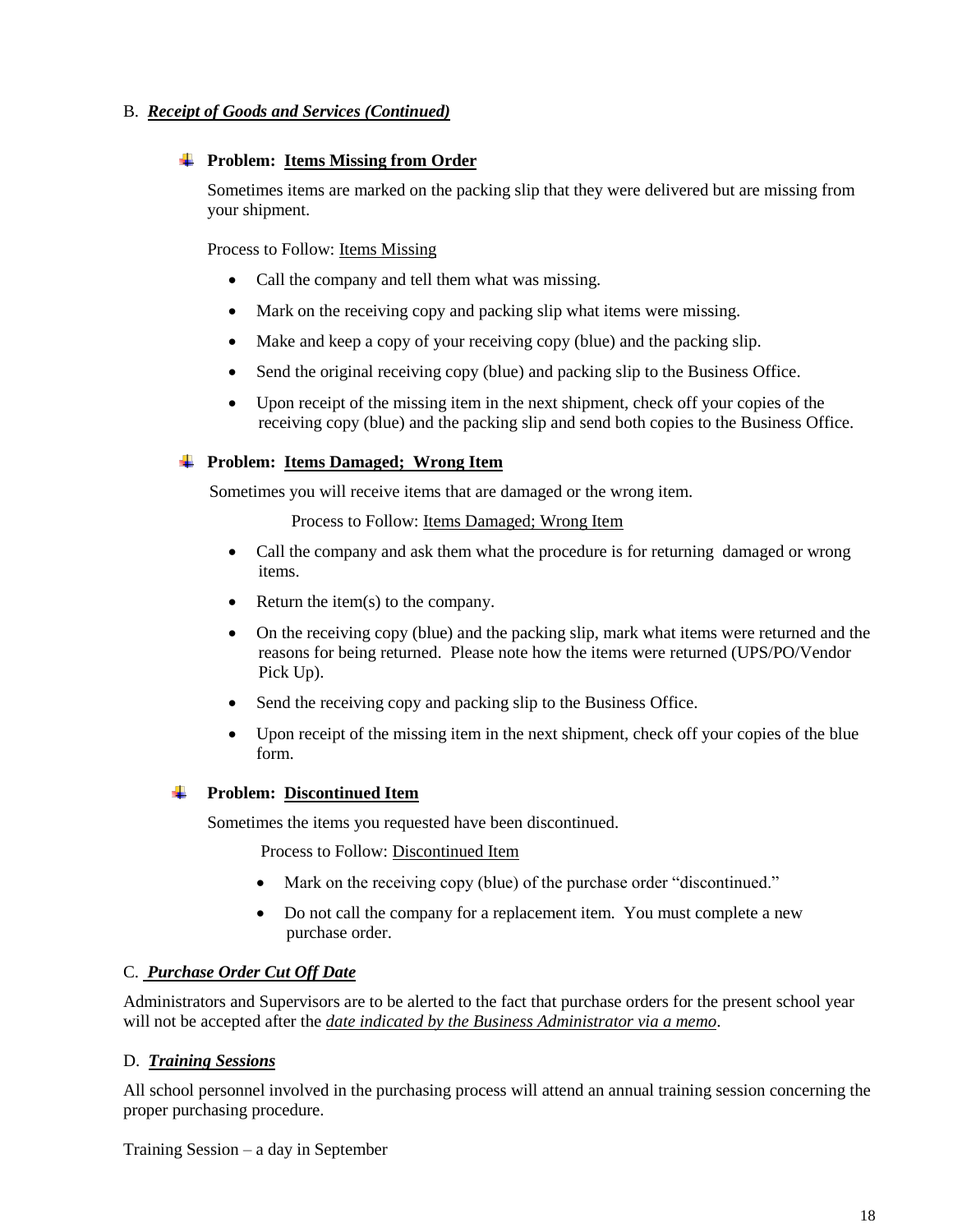B. ***Receipt of Goods and Services (Continued)***

- **Problem: Items Missing from Order**

  Sometimes items are marked on the packing slip that they were delivered but are missing from your shipment.

  Process to Follow: Items Missing

  - Call the company and tell them what was missing.
  - Mark on the receiving copy and packing slip what items were missing.
  - Make and keep a copy of your receiving copy (blue) and the packing slip.
  - Send the original receiving copy (blue) and packing slip to the Business Office.
  - Upon receipt of the missing item in the next shipment, check off your copies of the receiving copy (blue) and the packing slip and send both copies to the Business Office.

- **Problem: Items Damaged; Wrong Item**

  Sometimes you will receive items that are damaged or the wrong item.

  Process to Follow: Items Damaged; Wrong Item

  - Call the company and ask them what the procedure is for returning damaged or wrong items.
  - Return the item(s) to the company.
  - On the receiving copy (blue) and the packing slip, mark what items were returned and the reasons for being returned. Please note how the items were returned (UPS/PO/Vendor Pick Up).
  - Send the receiving copy and packing slip to the Business Office.
  - Upon receipt of the missing item in the next shipment, check off your copies of the blue form.

- **Problem: Discontinued Item**

  Sometimes the items you requested have been discontinued.

  Process to Follow: Discontinued Item

  - Mark on the receiving copy (blue) of the purchase order "discontinued."
  - Do not call the company for a replacement item. You must complete a new purchase order.

C. ***Purchase Order Cut Off Date***

Administrators and Supervisors are to be alerted to the fact that purchase orders for the present school year will not be accepted after the ***date indicated by the Business Administrator via a memo***.

D. ***Training Sessions***

All school personnel involved in the purchasing process will attend an annual training session concerning the proper purchasing procedure.

Training Session – a day in September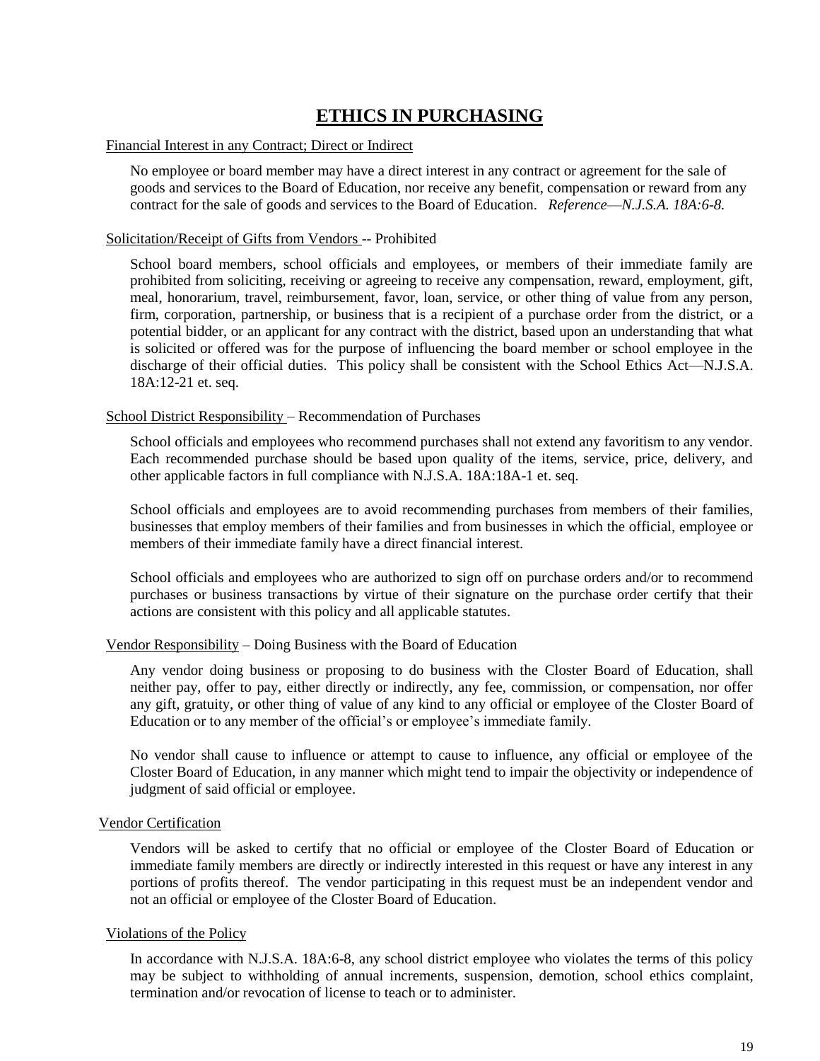# ETHICS IN PURCHASING

Financial Interest in any Contract; Direct or Indirect

No employee or board member may have a direct interest in any contract or agreement for the sale of goods and services to the Board of Education, nor receive any benefit, compensation or reward from any contract for the sale of goods and services to the Board of Education. *Reference—N.J.S.A. 18A:6-8.*

Solicitation/Receipt of Gifts from Vendors -- Prohibited

School board members, school officials and employees, or members of their immediate family are prohibited from soliciting, receiving or agreeing to receive any compensation, reward, employment, gift, meal, honorarium, travel, reimbursement, favor, loan, service, or other thing of value from any person, firm, corporation, partnership, or business that is a recipient of a purchase order from the district, or a potential bidder, or an applicant for any contract with the district, based upon an understanding that what is solicited or offered was for the purpose of influencing the board member or school employee in the discharge of their official duties. This policy shall be consistent with the School Ethics Act—N.J.S.A. 18A:12-21 et. seq.

School District Responsibility – Recommendation of Purchases

School officials and employees who recommend purchases shall not extend any favoritism to any vendor. Each recommended purchase should be based upon quality of the items, service, price, delivery, and other applicable factors in full compliance with N.J.S.A. 18A:18A-1 et. seq.

School officials and employees are to avoid recommending purchases from members of their families, businesses that employ members of their families and from businesses in which the official, employee or members of their immediate family have a direct financial interest.

School officials and employees who are authorized to sign off on purchase orders and/or to recommend purchases or business transactions by virtue of their signature on the purchase order certify that their actions are consistent with this policy and all applicable statutes.

Vendor Responsibility – Doing Business with the Board of Education

Any vendor doing business or proposing to do business with the Closter Board of Education, shall neither pay, offer to pay, either directly or indirectly, any fee, commission, or compensation, nor offer any gift, gratuity, or other thing of value of any kind to any official or employee of the Closter Board of Education or to any member of the official's or employee's immediate family.

No vendor shall cause to influence or attempt to cause to influence, any official or employee of the Closter Board of Education, in any manner which might tend to impair the objectivity or independence of judgment of said official or employee.

Vendor Certification

Vendors will be asked to certify that no official or employee of the Closter Board of Education or immediate family members are directly or indirectly interested in this request or have any interest in any portions of profits thereof. The vendor participating in this request must be an independent vendor and not an official or employee of the Closter Board of Education.

Violations of the Policy

In accordance with N.J.S.A. 18A:6-8, any school district employee who violates the terms of this policy may be subject to withholding of annual increments, suspension, demotion, school ethics complaint, termination and/or revocation of license to teach or to administer.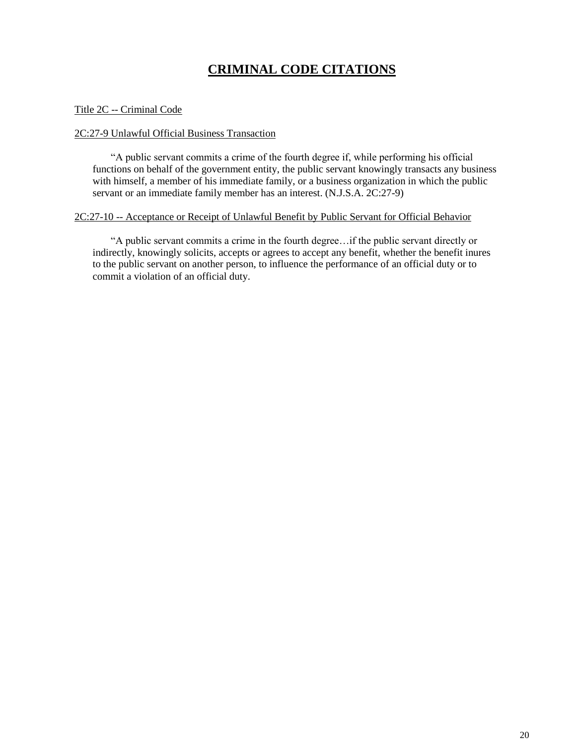# CRIMINAL CODE CITATIONS

Title 2C -- Criminal Code

2C:27-9 Unlawful Official Business Transaction

> "A public servant commits a crime of the fourth degree if, while performing his official functions on behalf of the government entity, the public servant knowingly transacts any business with himself, a member of his immediate family, or a business organization in which the public servant or an immediate family member has an interest. (N.J.S.A. 2C:27-9)

2C:27-10 -- Acceptance or Receipt of Unlawful Benefit by Public Servant for Official Behavior

> "A public servant commits a crime in the fourth degree…if the public servant directly or indirectly, knowingly solicits, accepts or agrees to accept any benefit, whether the benefit inures to the public servant on another person, to influence the performance of an official duty or to commit a violation of an official duty.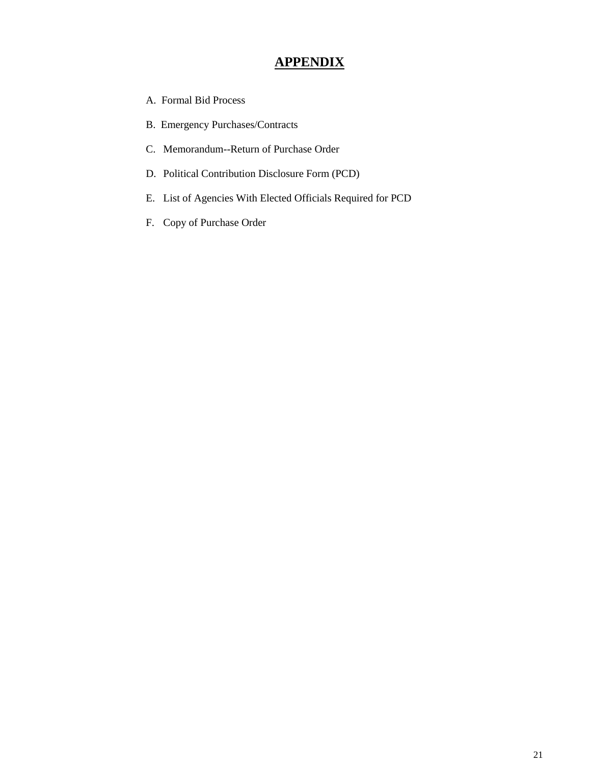# APPENDIX

A. Formal Bid Process

B. Emergency Purchases/Contracts

C. Memorandum--Return of Purchase Order

D. Political Contribution Disclosure Form (PCD)

E. List of Agencies With Elected Officials Required for PCD

F. Copy of Purchase Order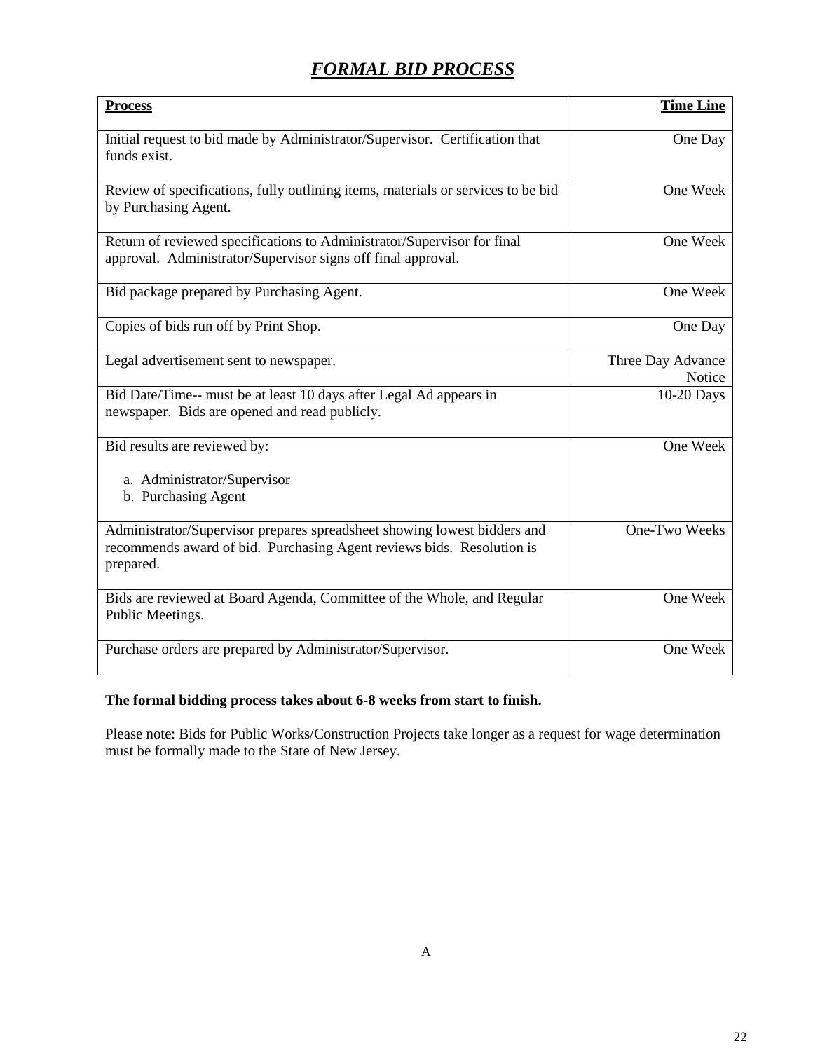# *FORMAL BID PROCESS*

| **Process** | **Time Line** |
|---|---|
| Initial request to bid made by Administrator/Supervisor. Certification that funds exist. | One Day |
| Review of specifications, fully outlining items, materials or services to be bid by Purchasing Agent. | One Week |
| Return of reviewed specifications to Administrator/Supervisor for final approval. Administrator/Supervisor signs off final approval. | One Week |
| Bid package prepared by Purchasing Agent. | One Week |
| Copies of bids run off by Print Shop. | One Day |
| Legal advertisement sent to newspaper. | Three Day Advance Notice |
| Bid Date/Time-- must be at least 10 days after Legal Ad appears in newspaper. Bids are opened and read publicly. | 10-20 Days |
| Bid results are reviewed by:<br><br>a. Administrator/Supervisor<br>b. Purchasing Agent | One Week |
| Administrator/Supervisor prepares spreadsheet showing lowest bidders and recommends award of bid. Purchasing Agent reviews bids. Resolution is prepared. | One-Two Weeks |
| Bids are reviewed at Board Agenda, Committee of the Whole, and Regular Public Meetings. | One Week |
| Purchase orders are prepared by Administrator/Supervisor. | One Week |

**The formal bidding process takes about 6-8 weeks from start to finish.**

Please note: Bids for Public Works/Construction Projects take longer as a request for wage determination must be formally made to the State of New Jersey.

A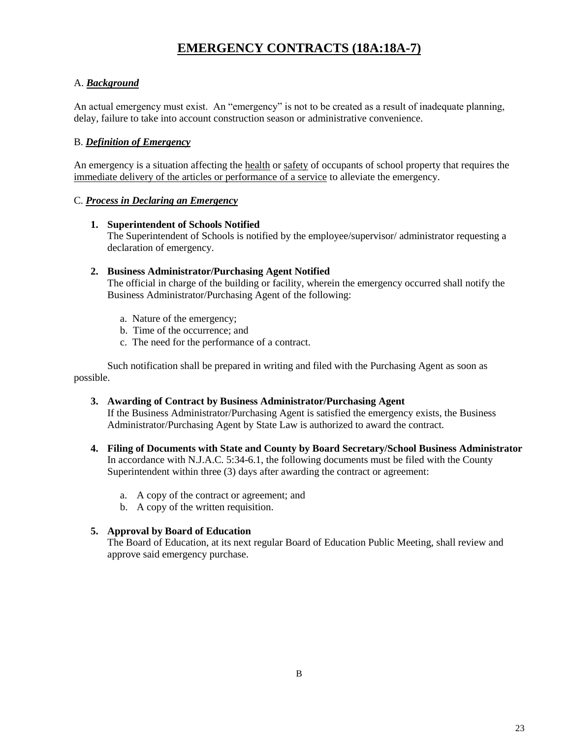# EMERGENCY CONTRACTS (18A:18A-7)

A. ***Background***

An actual emergency must exist. An "emergency" is not to be created as a result of inadequate planning, delay, failure to take into account construction season or administrative convenience.

B. ***Definition of Emergency***

An emergency is a situation affecting the health or safety of occupants of school property that requires the immediate delivery of the articles or performance of a service to alleviate the emergency.

C. ***Process in Declaring an Emergency***

1. **Superintendent of Schools Notified**
   The Superintendent of Schools is notified by the employee/supervisor/ administrator requesting a declaration of emergency.

2. **Business Administrator/Purchasing Agent Notified**
   The official in charge of the building or facility, wherein the emergency occurred shall notify the Business Administrator/Purchasing Agent of the following:

   a. Nature of the emergency;
   b. Time of the occurrence; and
   c. The need for the performance of a contract.

Such notification shall be prepared in writing and filed with the Purchasing Agent as soon as possible.

3. **Awarding of Contract by Business Administrator/Purchasing Agent**
   If the Business Administrator/Purchasing Agent is satisfied the emergency exists, the Business Administrator/Purchasing Agent by State Law is authorized to award the contract.

4. **Filing of Documents with State and County by Board Secretary/School Business Administrator**
   In accordance with N.J.A.C. 5:34-6.1, the following documents must be filed with the County Superintendent within three (3) days after awarding the contract or agreement:

   a. A copy of the contract or agreement; and
   b. A copy of the written requisition.

5. **Approval by Board of Education**
   The Board of Education, at its next regular Board of Education Public Meeting, shall review and approve said emergency purchase.

B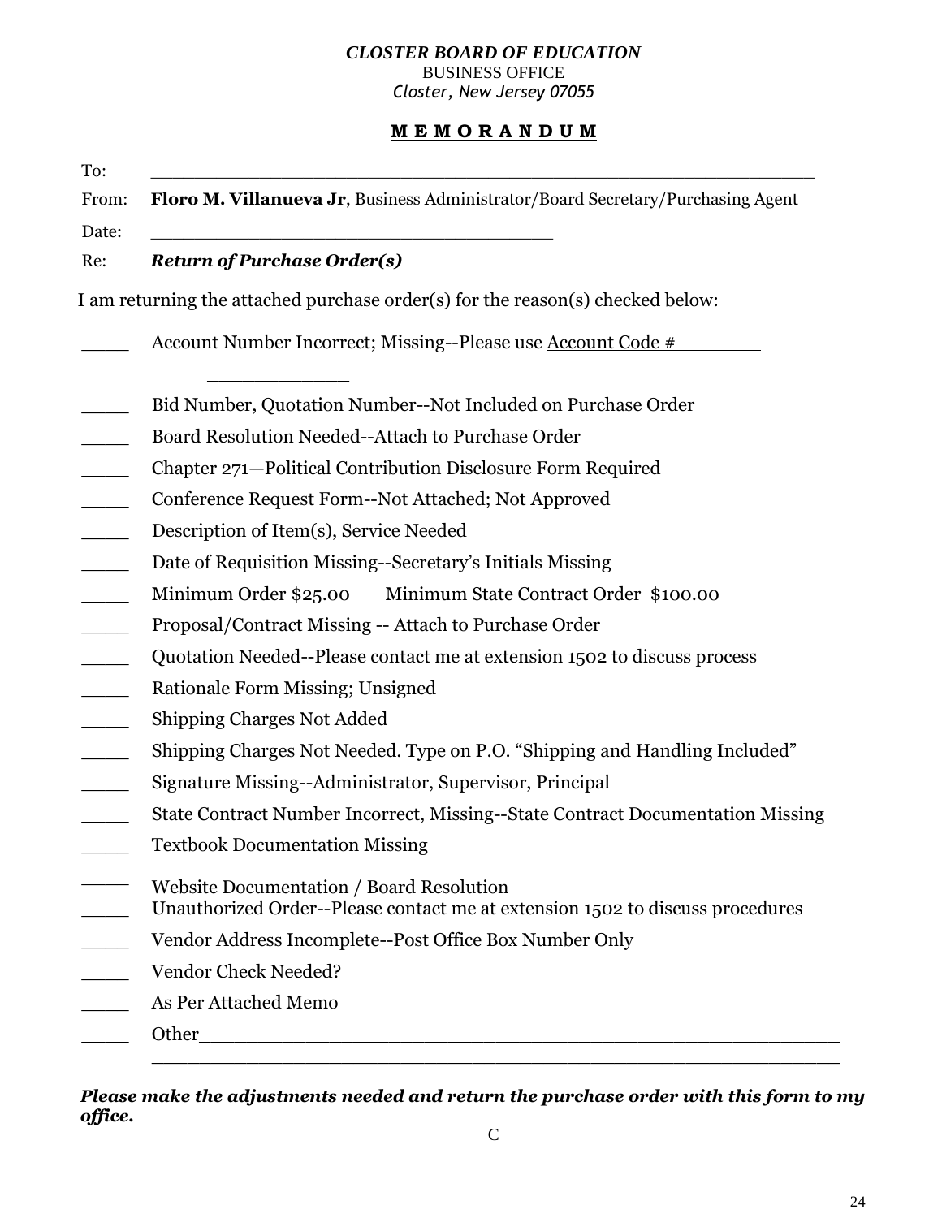***CLOSTER BOARD OF EDUCATION***
BUSINESS OFFICE
*Closter, New Jersey 07055*

## M E M O R A N D U M

To: ___________________________________________________________

From: **Floro M. Villanueva Jr**, Business Administrator/Board Secretary/Purchasing Agent

Date: ____________________________________

Re: ***Return of Purchase Order(s)***

I am returning the attached purchase order(s) for the reason(s) checked below:

_____ Account Number Incorrect; Missing--Please use Account Code # ________ ____________

_____ Bid Number, Quotation Number--Not Included on Purchase Order

_____ Board Resolution Needed--Attach to Purchase Order

_____ Chapter 271—Political Contribution Disclosure Form Required

_____ Conference Request Form--Not Attached; Not Approved

_____ Description of Item(s), Service Needed

_____ Date of Requisition Missing--Secretary's Initials Missing

_____ Minimum Order $25.00 Minimum State Contract Order $100.00

_____ Proposal/Contract Missing -- Attach to Purchase Order

_____ Quotation Needed--Please contact me at extension 1502 to discuss process

_____ Rationale Form Missing; Unsigned

_____ Shipping Charges Not Added

_____ Shipping Charges Not Needed. Type on P.O. "Shipping and Handling Included"

_____ Signature Missing--Administrator, Supervisor, Principal

_____ State Contract Number Incorrect, Missing--State Contract Documentation Missing

_____ Textbook Documentation Missing

_____ Website Documentation / Board Resolution

_____ Unauthorized Order--Please contact me at extension 1502 to discuss procedures

_____ Vendor Address Incomplete--Post Office Box Number Only

_____ Vendor Check Needed?

_____ As Per Attached Memo

_____ Other____________________________________________________________
____________________________________________________________________

***Please make the adjustments needed and return the purchase order with this form to my office.***

C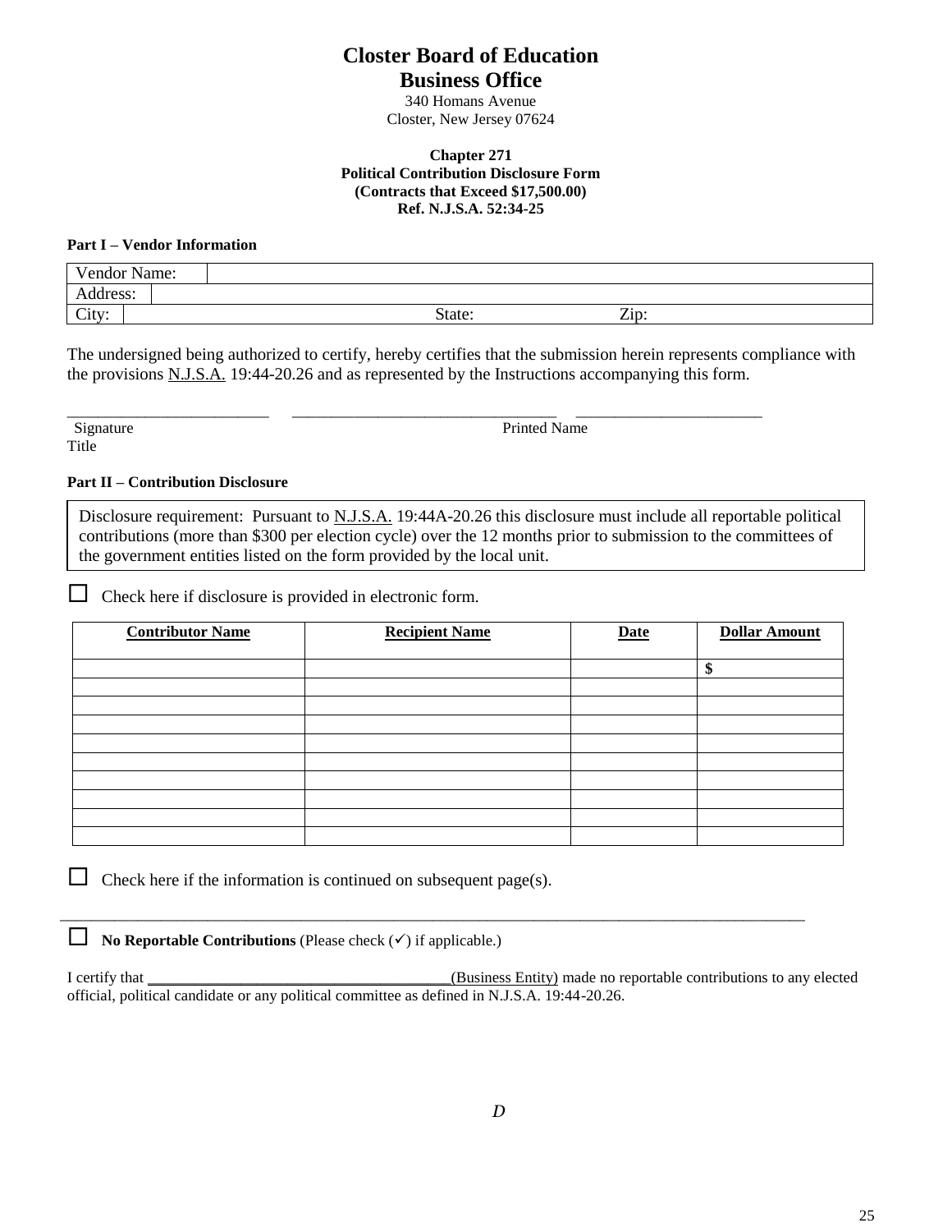# Closster Board of Education

## Business Office

340 Homans Avenue
Closter, New Jersey 07624

**Chapter 271**
**Political Contribution Disclosure Form**
**(Contracts that Exceed $17,500.00)**
**Ref. N.J.S.A. 52:34-25**

**Part I – Vendor Information**

| Vendor Name: | | |
|---|---|---|
| Address: | | |
| City: | State: | Zip: |

The undersigned being authorized to certify, hereby certifies that the submission herein represents compliance with the provisions N.J.S.A. 19:44-20.26 and as represented by the Instructions accompanying this form.

_________________________ _________________________________ _______________________
Signature Printed Name
Title

**Part II – Contribution Disclosure**

Disclosure requirement: Pursuant to N.J.S.A. 19:44A-20.26 this disclosure must include all reportable political contributions (more than $300 per election cycle) over the 12 months prior to submission to the committees of the government entities listed on the form provided by the local unit.

☐ Check here if disclosure is provided in electronic form.

| Contributor Name | Recipient Name | Date | Dollar Amount |
|---|---|---|---|
| | | | $ |
| | | | |
| | | | |
| | | | |
| | | | |
| | | | |
| | | | |
| | | | |
| | | | |
| | | | |

☐ Check here if the information is continued on subsequent page(s).

---

☐ **No Reportable Contributions** (Please check (✓) if applicable.)

I certify that ______________________________________(Business Entity) made no reportable contributions to any elected official, political candidate or any political committee as defined in N.J.S.A. 19:44-20.26.

*D*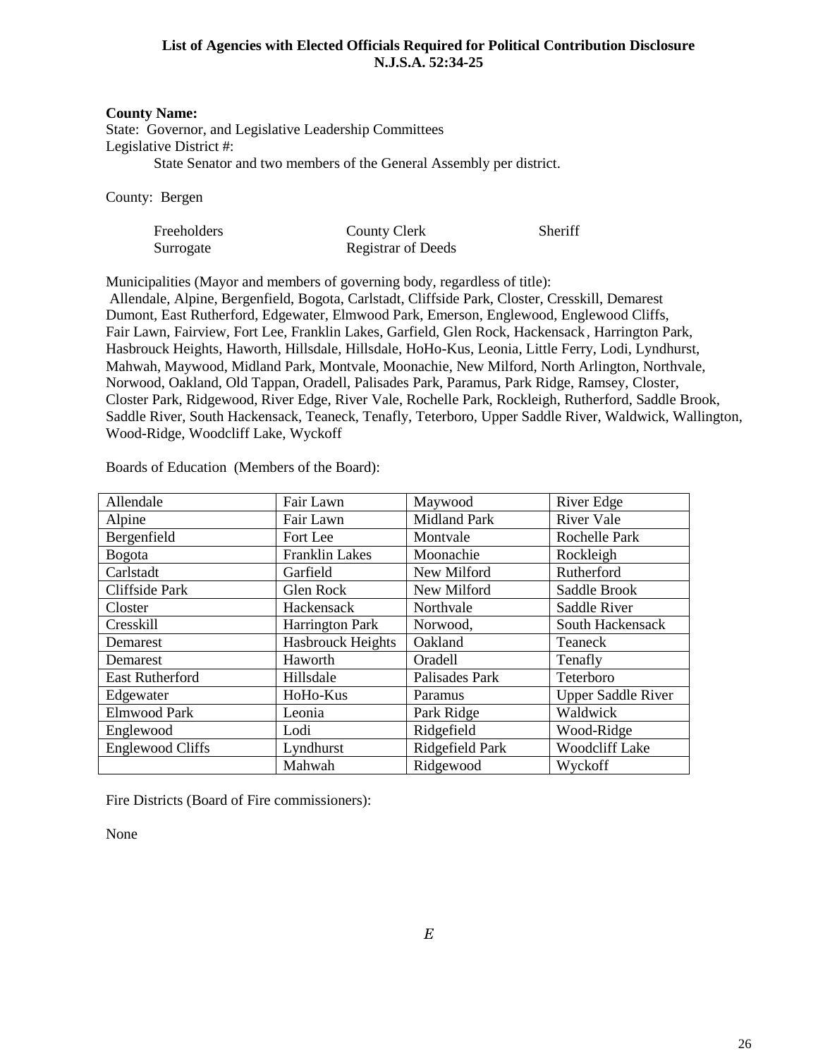**List of Agencies with Elected Officials Required for Political Contribution Disclosure**
**N.J.S.A. 52:34-25**

**County Name:**
State: Governor, and Legislative Leadership Committees
Legislative District #:
State Senator and two members of the General Assembly per district.

County: Bergen

| | | |
|---|---|---|
| Freeholders | County Clerk | Sheriff |
| Surrogate | Registrar of Deeds | |

Municipalities (Mayor and members of governing body, regardless of title):
Allendale, Alpine, Bergenfield, Bogota, Carlstadt, Cliffside Park, Closter, Cresskill, Demarest Dumont, East Rutherford, Edgewater, Elmwood Park, Emerson, Englewood, Englewood Cliffs, Fair Lawn, Fairview, Fort Lee, Franklin Lakes, Garfield, Glen Rock, Hackensack, Harrington Park, Hasbrouck Heights, Haworth, Hillsdale, Hillsdale, HoHo-Kus, Leonia, Little Ferry, Lodi, Lyndhurst, Mahwah, Maywood, Midland Park, Montvale, Moonachie, New Milford, North Arlington, Northvale, Norwood, Oakland, Old Tappan, Oradell, Palisades Park, Paramus, Park Ridge, Ramsey, Closter, Closter Park, Ridgewood, River Edge, River Vale, Rochelle Park, Rockleigh, Rutherford, Saddle Brook, Saddle River, South Hackensack, Teaneck, Tenafly, Teterboro, Upper Saddle River, Waldwick, Wallington, Wood-Ridge, Woodcliff Lake, Wyckoff

Boards of Education (Members of the Board):

| | | | |
|---|---|---|---|
| Allendale | Fair Lawn | Maywood | River Edge |
| Alpine | Fair Lawn | Midland Park | River Vale |
| Bergenfield | Fort Lee | Montvale | Rochelle Park |
| Bogota | Franklin Lakes | Moonachie | Rockleigh |
| Carlstadt | Garfield | New Milford | Rutherford |
| Cliffside Park | Glen Rock | New Milford | Saddle Brook |
| Closter | Hackensack | Northvale | Saddle River |
| Cresskill | Harrington Park | Norwood, | South Hackensack |
| Demarest | Hasbrouck Heights | Oakland | Teaneck |
| Demarest | Haworth | Oradell | Tenafly |
| East Rutherford | Hillsdale | Palisades Park | Teterboro |
| Edgewater | HoHo-Kus | Paramus | Upper Saddle River |
| Elmwood Park | Leonia | Park Ridge | Waldwick |
| Englewood | Lodi | Ridgefield | Wood-Ridge |
| Englewood Cliffs | Lyndhurst | Ridgefield Park | Woodcliff Lake |
| | Mahwah | Ridgewood | Wyckoff |

Fire Districts (Board of Fire commissioners):

None

*E*